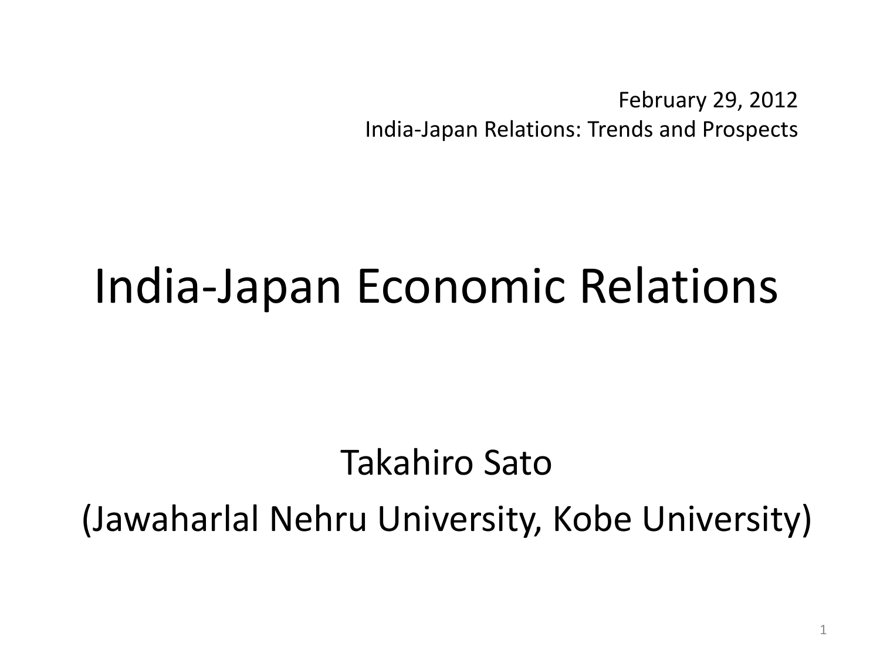February 29, 2012
India-Japan Relations: Trends and Prospects

# India-Japan Economic Relations

Takahiro Sato

(Jawaharlal Nehru University, Kobe University)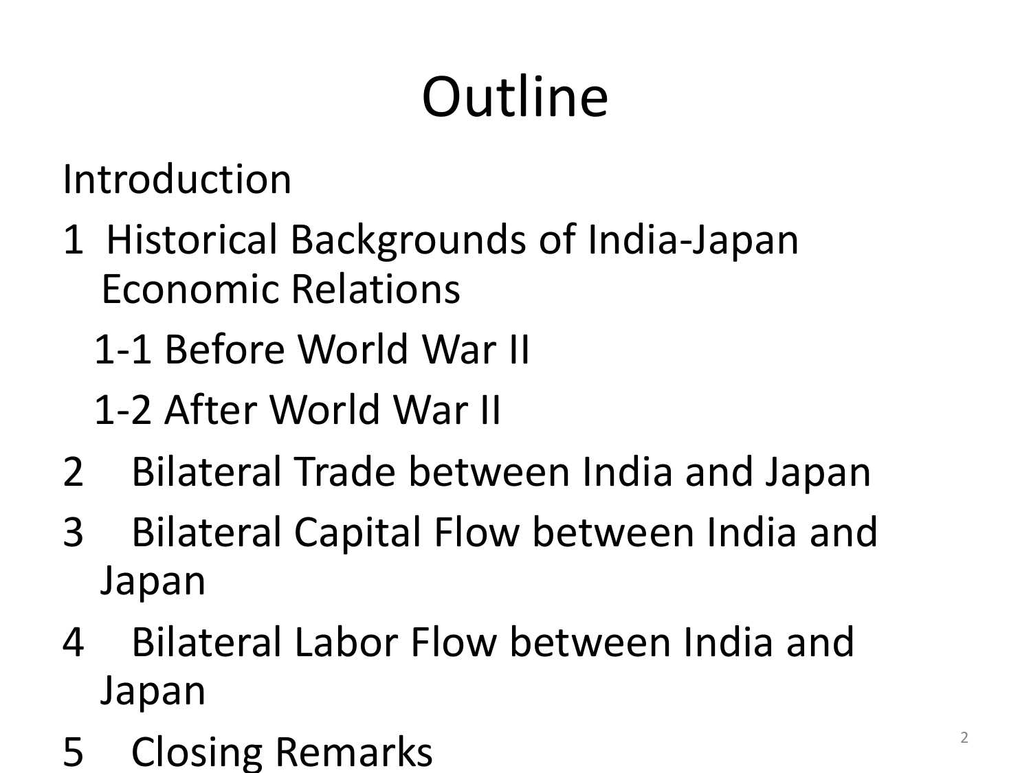# Outline

Introduction

1 Historical Backgrounds of India-Japan Economic Relations

  1-1 Before World War II

  1-2 After World War II

2 Bilateral Trade between India and Japan

3 Bilateral Capital Flow between India and Japan

4 Bilateral Labor Flow between India and Japan

5 Closing Remarks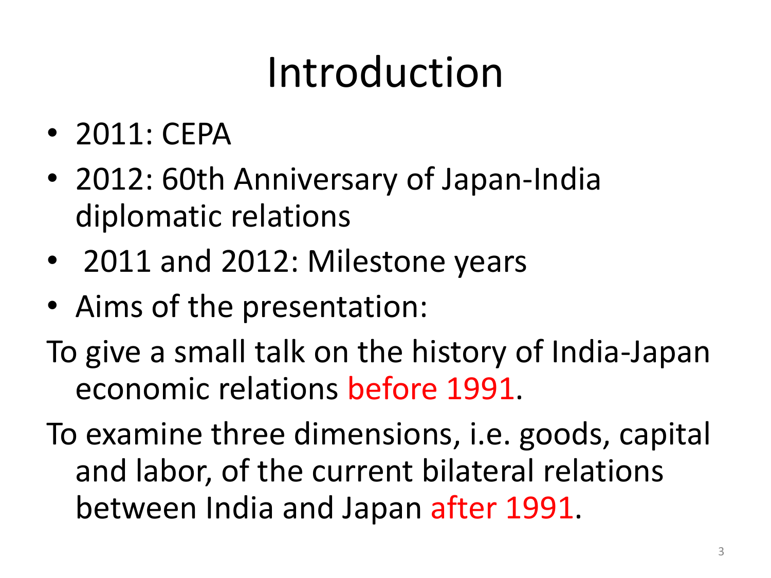# Introduction

- 2011: CEPA
- 2012: 60th Anniversary of Japan-India diplomatic relations
- 2011 and 2012: Milestone years
- Aims of the presentation:

To give a small talk on the history of India-Japan economic relations before 1991.

To examine three dimensions, i.e. goods, capital and labor, of the current bilateral relations between India and Japan after 1991.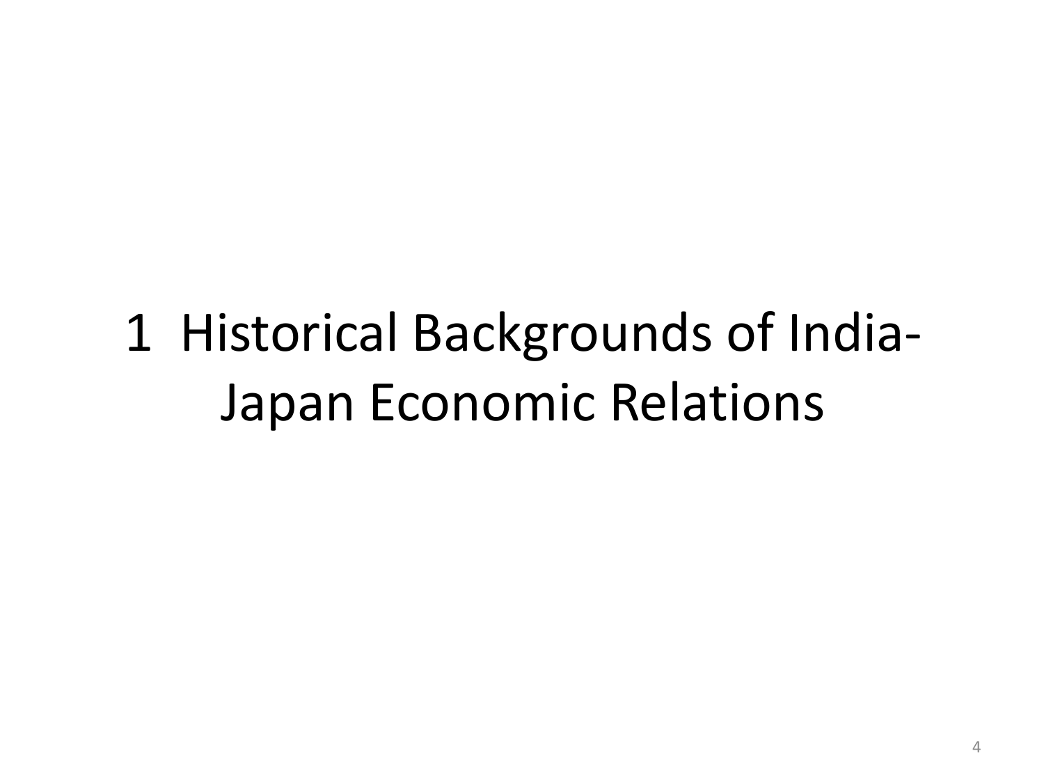# 1 Historical Backgrounds of India-Japan Economic Relations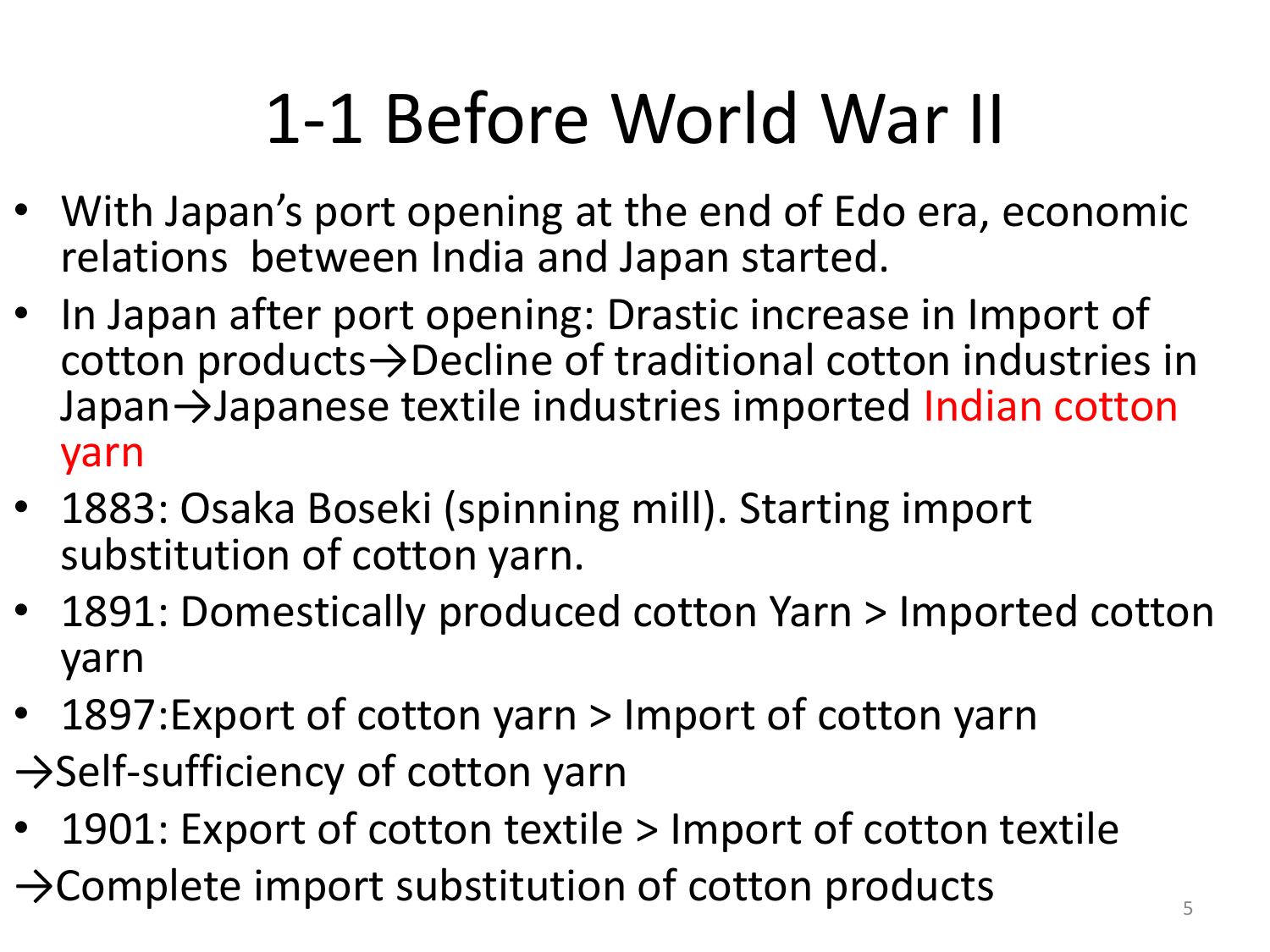# 1-1 Before World War II

- With Japan's port opening at the end of Edo era, economic relations between India and Japan started.
- In Japan after port opening: Drastic increase in Import of cotton products→Decline of traditional cotton industries in Japan→Japanese textile industries imported Indian cotton yarn
- 1883: Osaka Boseki (spinning mill). Starting import substitution of cotton yarn.
- 1891: Domestically produced cotton Yarn > Imported cotton yarn
- 1897:Export of cotton yarn > Import of cotton yarn

→Self-sufficiency of cotton yarn

- 1901: Export of cotton textile > Import of cotton textile

→Complete import substitution of cotton products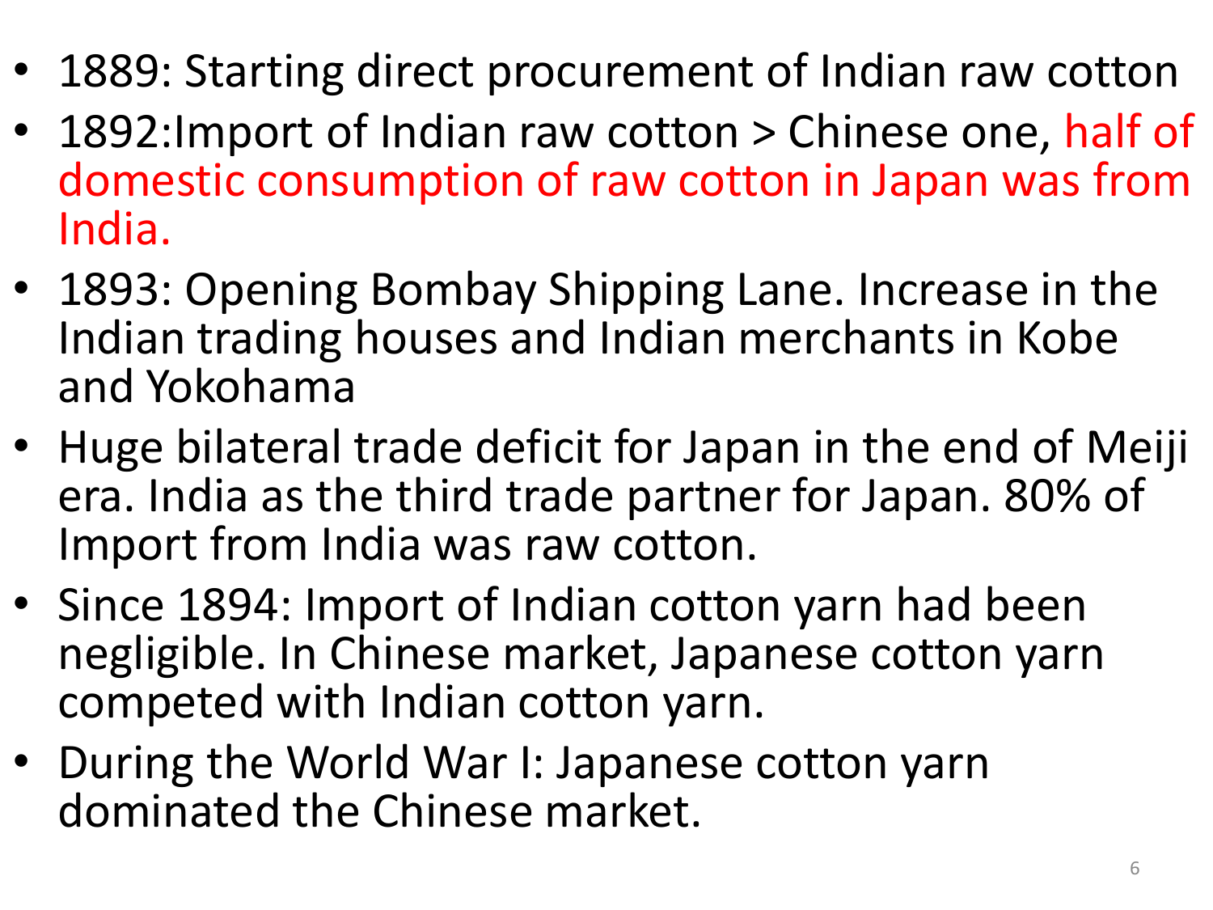- 1889: Starting direct procurement of Indian raw cotton
- 1892:Import of Indian raw cotton > Chinese one, half of domestic consumption of raw cotton in Japan was from India.
- 1893: Opening Bombay Shipping Lane. Increase in the Indian trading houses and Indian merchants in Kobe and Yokohama
- Huge bilateral trade deficit for Japan in the end of Meiji era. India as the third trade partner for Japan. 80% of Import from India was raw cotton.
- Since 1894: Import of Indian cotton yarn had been negligible. In Chinese market, Japanese cotton yarn competed with Indian cotton yarn.
- During the World War I: Japanese cotton yarn dominated the Chinese market.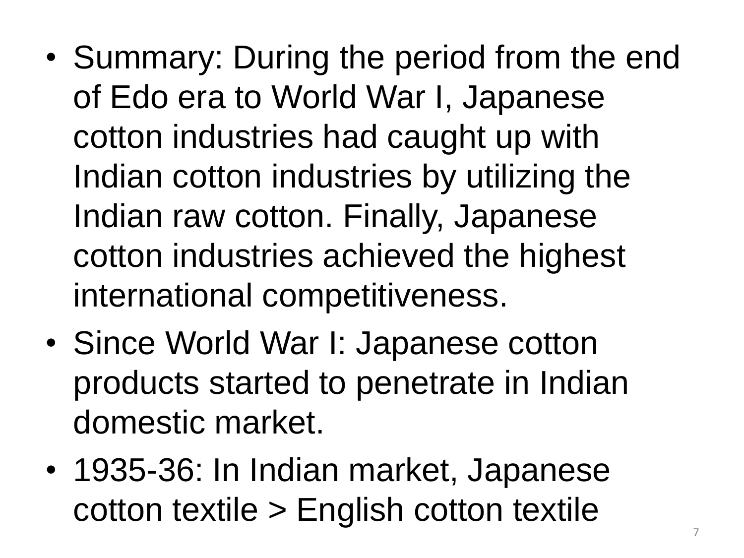- Summary: During the period from the end of Edo era to World War I, Japanese cotton industries had caught up with Indian cotton industries by utilizing the Indian raw cotton. Finally, Japanese cotton industries achieved the highest international competitiveness.
- Since World War I: Japanese cotton products started to penetrate in Indian domestic market.
- 1935-36: In Indian market, Japanese cotton textile > English cotton textile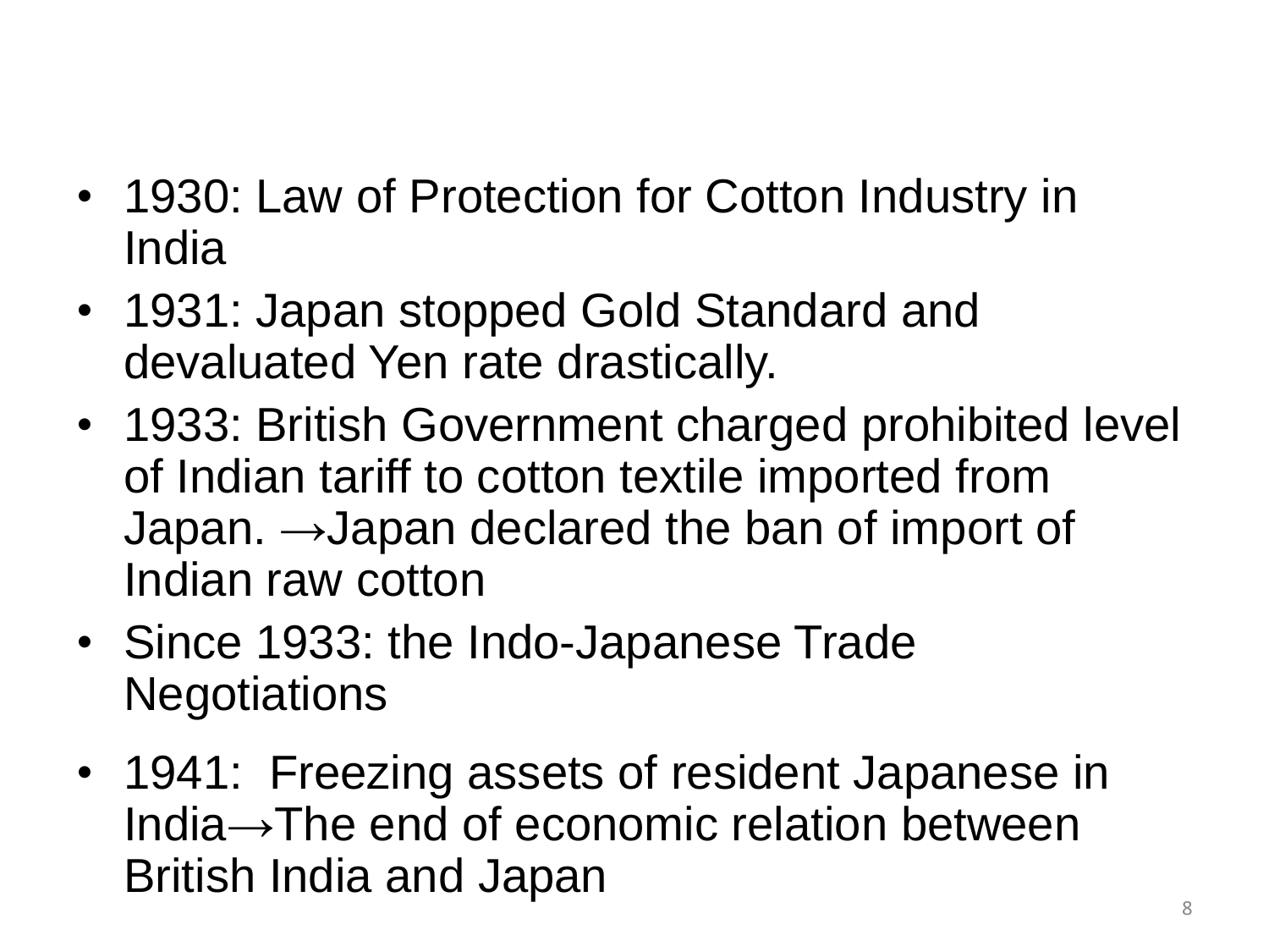- 1930: Law of Protection for Cotton Industry in India
- 1931: Japan stopped Gold Standard and devaluated Yen rate drastically.
- 1933: British Government charged prohibited level of Indian tariff to cotton textile imported from Japan. →Japan declared the ban of import of Indian raw cotton
- Since 1933: the Indo-Japanese Trade Negotiations
- 1941: Freezing assets of resident Japanese in India→The end of economic relation between British India and Japan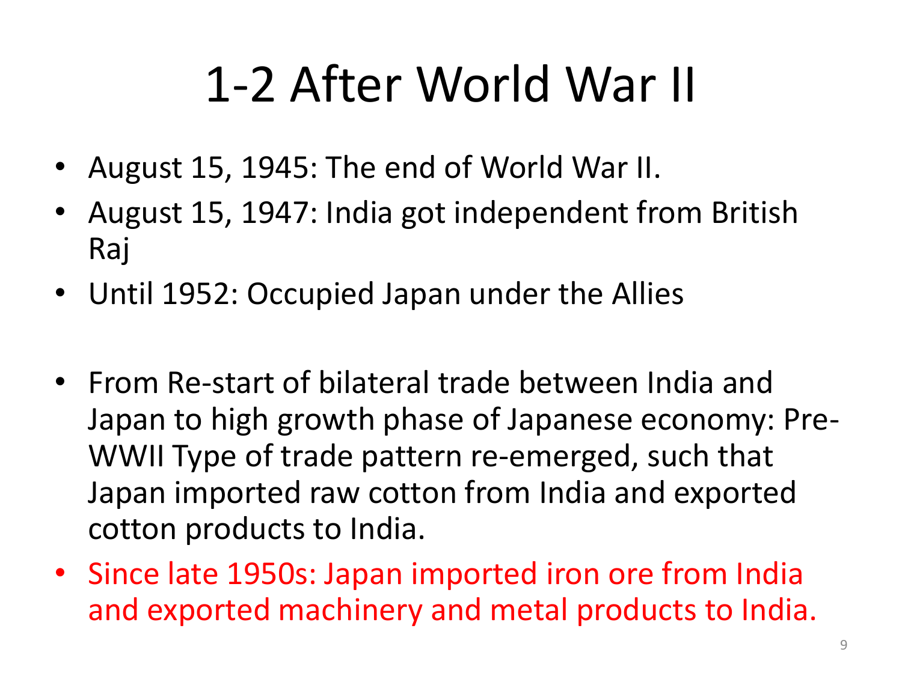# 1-2 After World War II

- August 15, 1945: The end of World War II.
- August 15, 1947: India got independent from British Raj
- Until 1952: Occupied Japan under the Allies

- From Re-start of bilateral trade between India and Japan to high growth phase of Japanese economy: Pre-WWII Type of trade pattern re-emerged, such that Japan imported raw cotton from India and exported cotton products to India.
- Since late 1950s: Japan imported iron ore from India and exported machinery and metal products to India.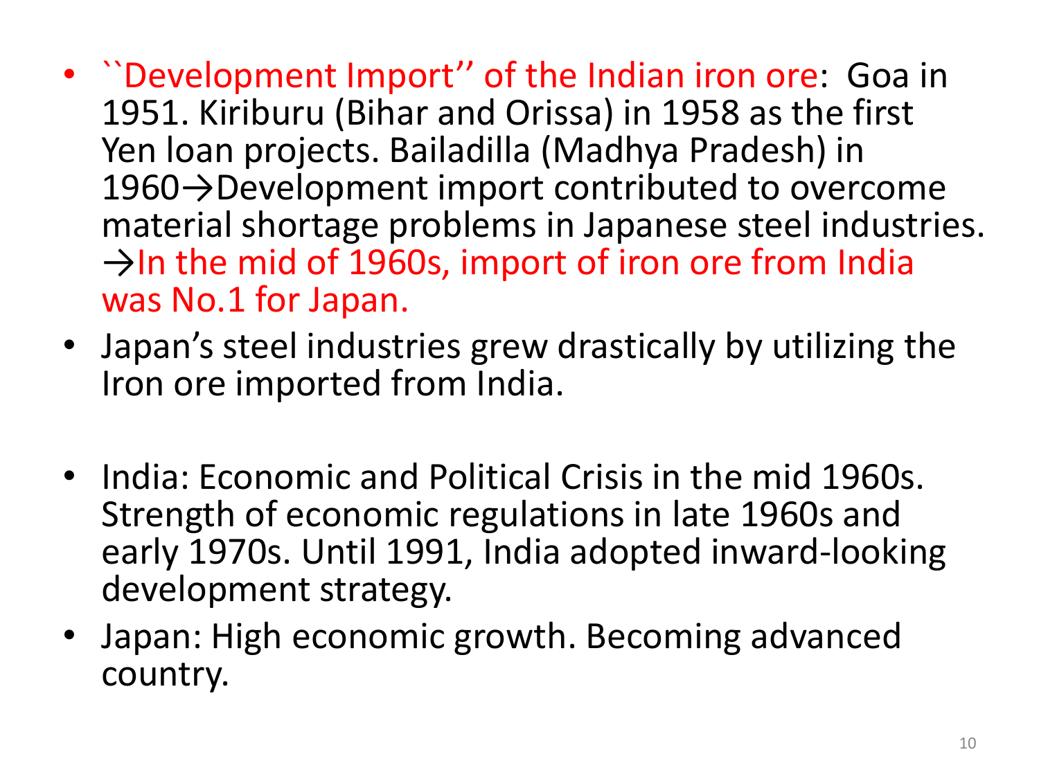- ``Development Import'' of the Indian iron ore: Goa in 1951. Kiriburu (Bihar and Orissa) in 1958 as the first Yen loan projects. Bailadilla (Madhya Pradesh) in 1960→Development import contributed to overcome material shortage problems in Japanese steel industries. →In the mid of 1960s, import of iron ore from India was No.1 for Japan.
- Japan's steel industries grew drastically by utilizing the Iron ore imported from India.
- India: Economic and Political Crisis in the mid 1960s. Strength of economic regulations in late 1960s and early 1970s. Until 1991, India adopted inward-looking development strategy.
- Japan: High economic growth. Becoming advanced country.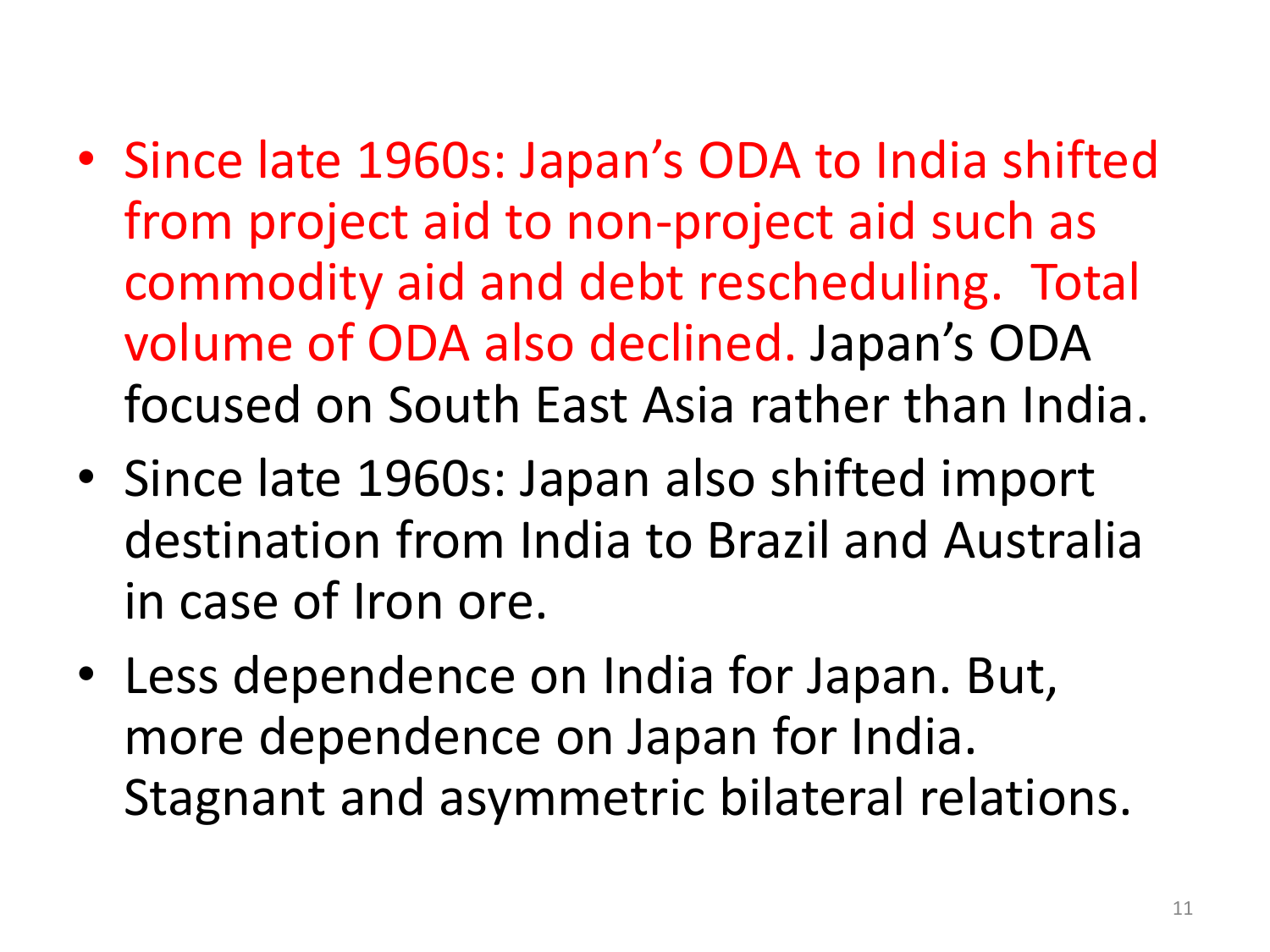- Since late 1960s: Japan's ODA to India shifted from project aid to non-project aid such as commodity aid and debt rescheduling. Total volume of ODA also declined. Japan's ODA focused on South East Asia rather than India.
- Since late 1960s: Japan also shifted import destination from India to Brazil and Australia in case of Iron ore.
- Less dependence on India for Japan. But, more dependence on Japan for India. Stagnant and asymmetric bilateral relations.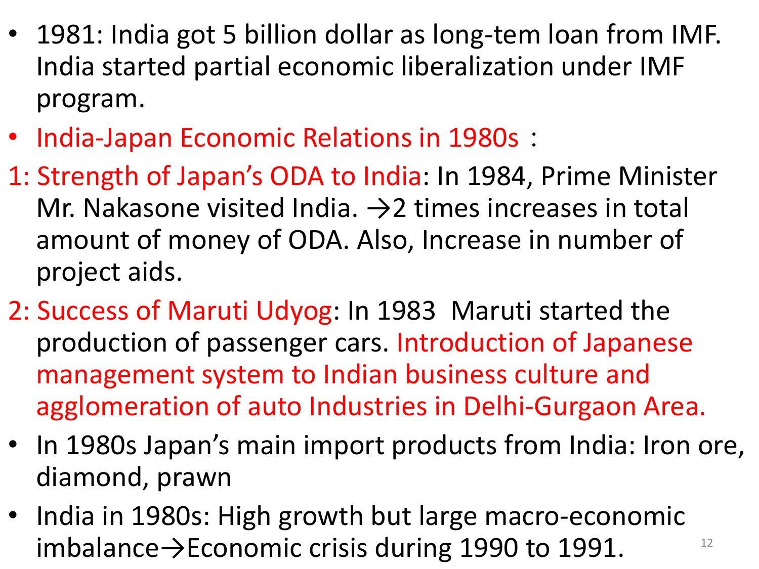- 1981: India got 5 billion dollar as long-tem loan from IMF. India started partial economic liberalization under IMF program.
- India-Japan Economic Relations in 1980s：

1: Strength of Japan's ODA to India: In 1984, Prime Minister Mr. Nakasone visited India. →2 times increases in total amount of money of ODA. Also, Increase in number of project aids.

2: Success of Maruti Udyog: In 1983 Maruti started the production of passenger cars. Introduction of Japanese management system to Indian business culture and agglomeration of auto Industries in Delhi-Gurgaon Area.

- In 1980s Japan's main import products from India: Iron ore, diamond, prawn
- India in 1980s: High growth but large macro-economic imbalance→Economic crisis during 1990 to 1991.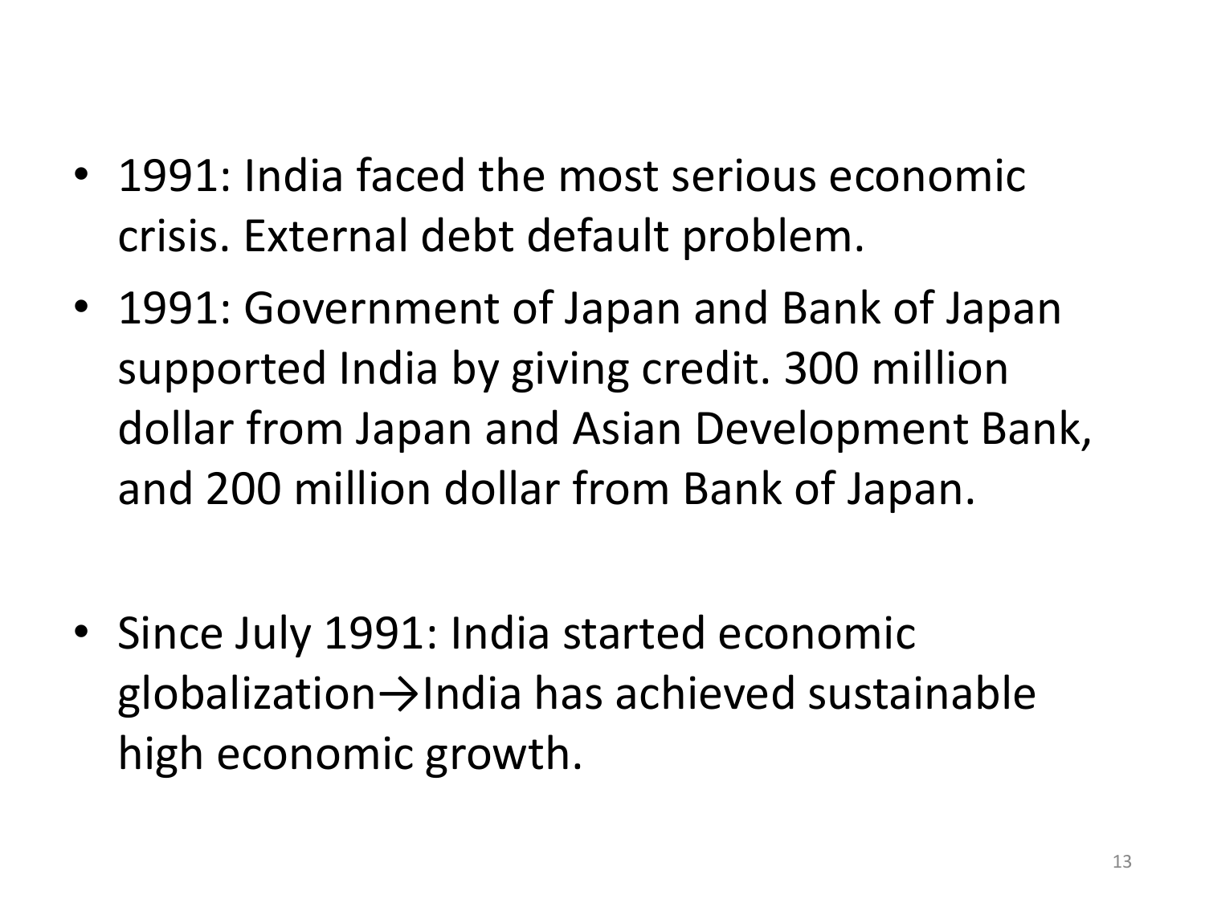- 1991: India faced the most serious economic crisis. External debt default problem.
- 1991: Government of Japan and Bank of Japan supported India by giving credit. 300 million dollar from Japan and Asian Development Bank, and 200 million dollar from Bank of Japan.

- Since July 1991: India started economic globalization→India has achieved sustainable high economic growth.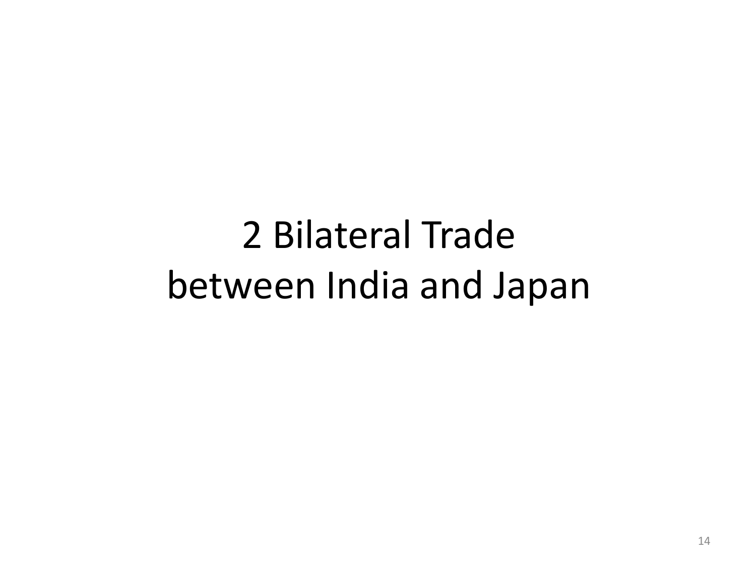# 2 Bilateral Trade between India and Japan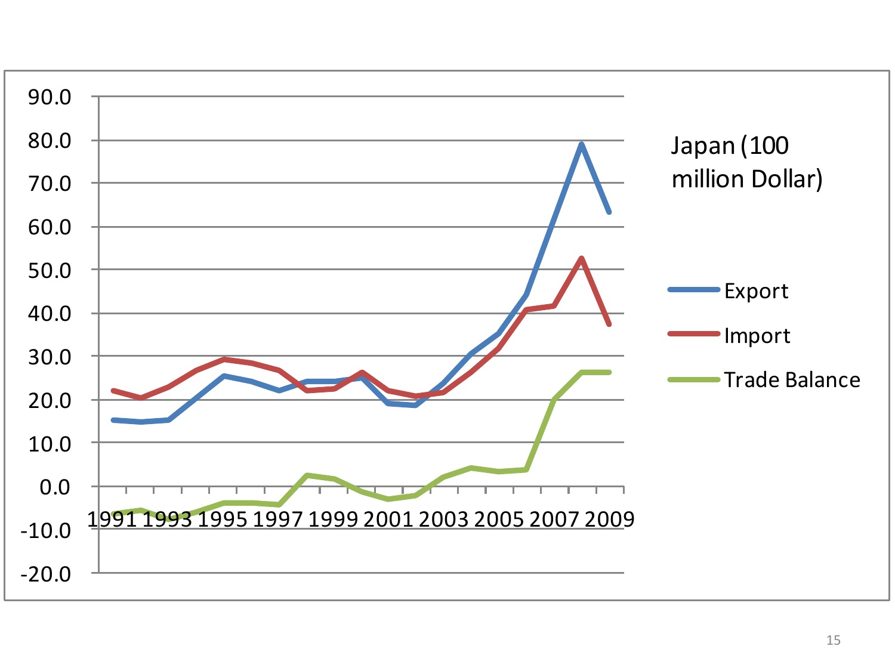Japan (100 million Dollar)

- Export
- Import
- Trade Balance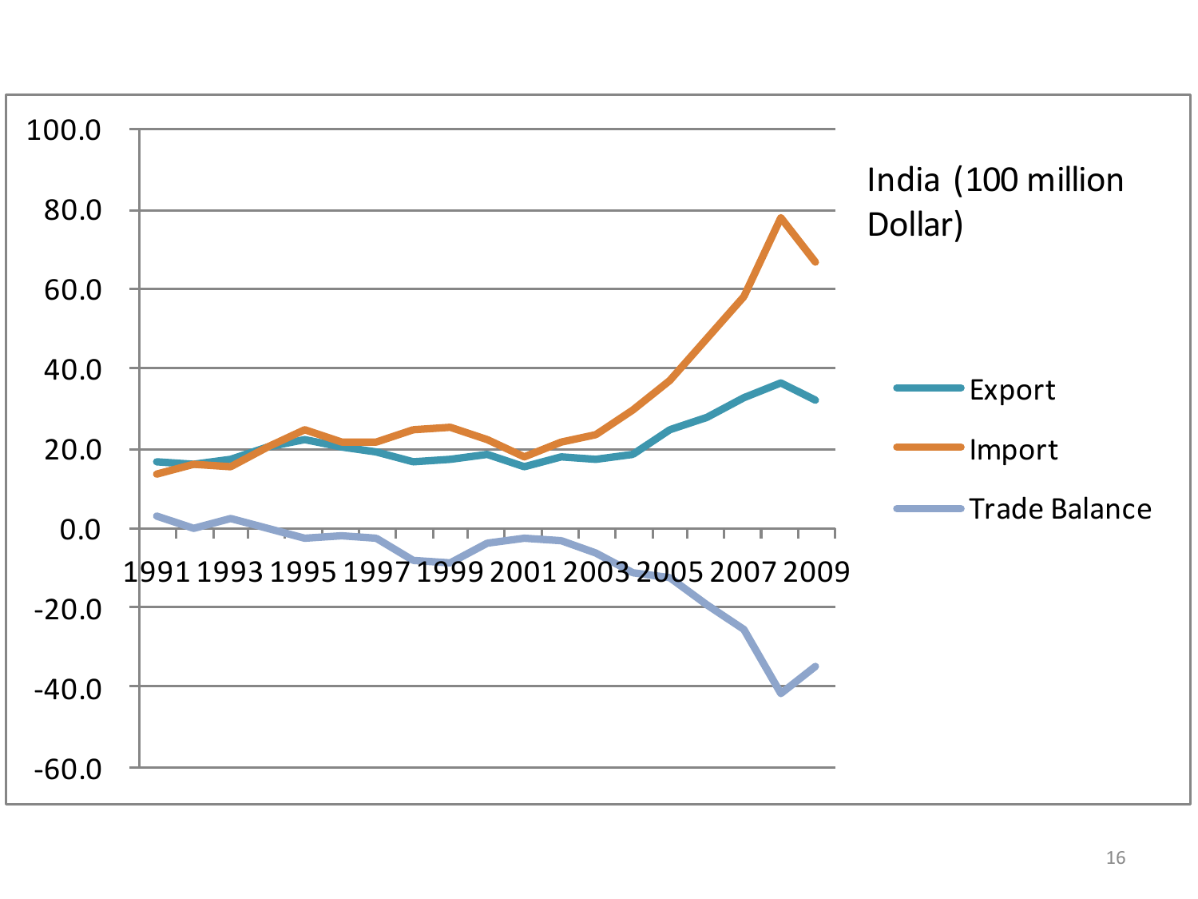India (100 million Dollar)

- Export
- Import
- Trade Balance

100.0
80.0
60.0
40.0
20.0
0.0
-20.0
-40.0
-60.0

1991 1993 1995 1997 1999 2001 2003 2005 2007 2009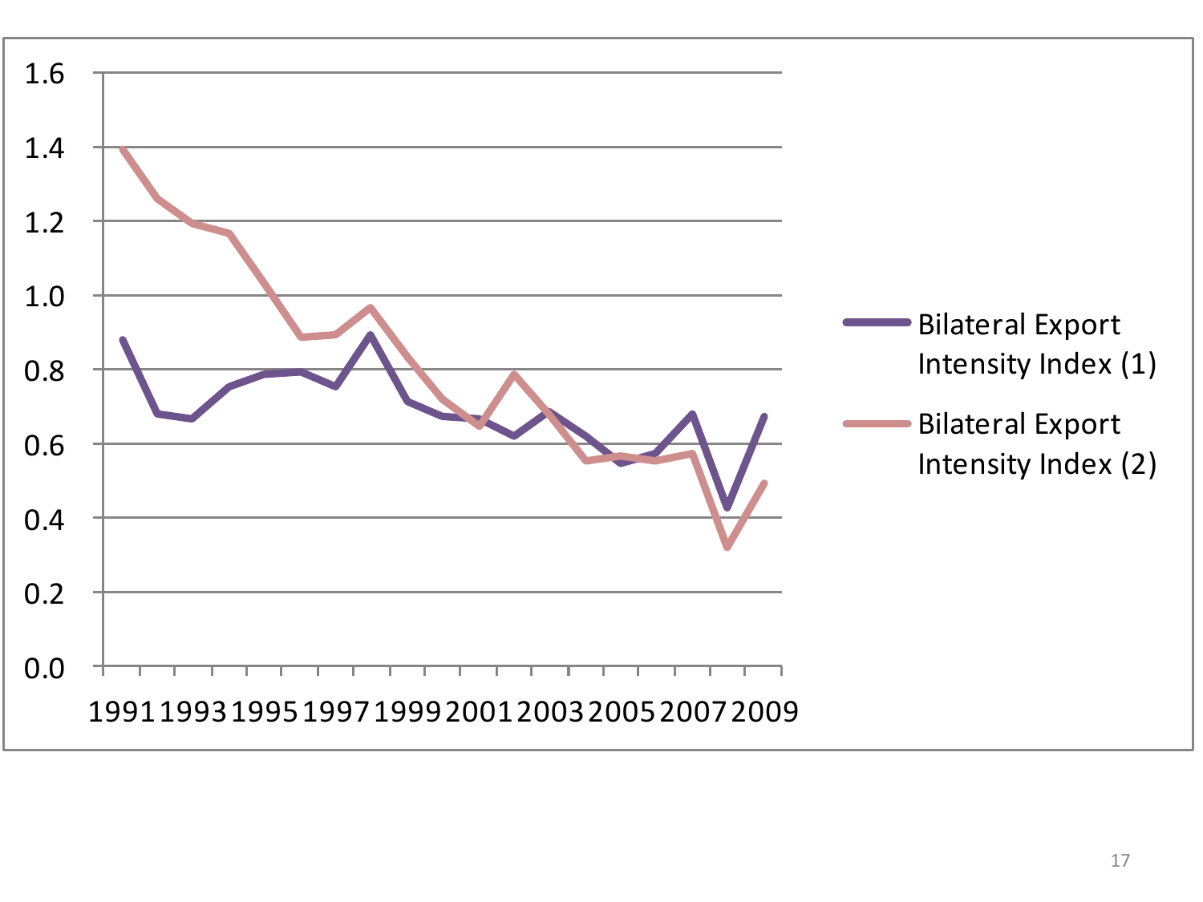1.6
1.4
1.2
1.0
0.8
0.6
0.4
0.2
0.0

1991 1993 1995 1997 1999 2001 2003 2005 2007 2009

Bilateral Export Intensity Index (1)

Bilateral Export Intensity Index (2)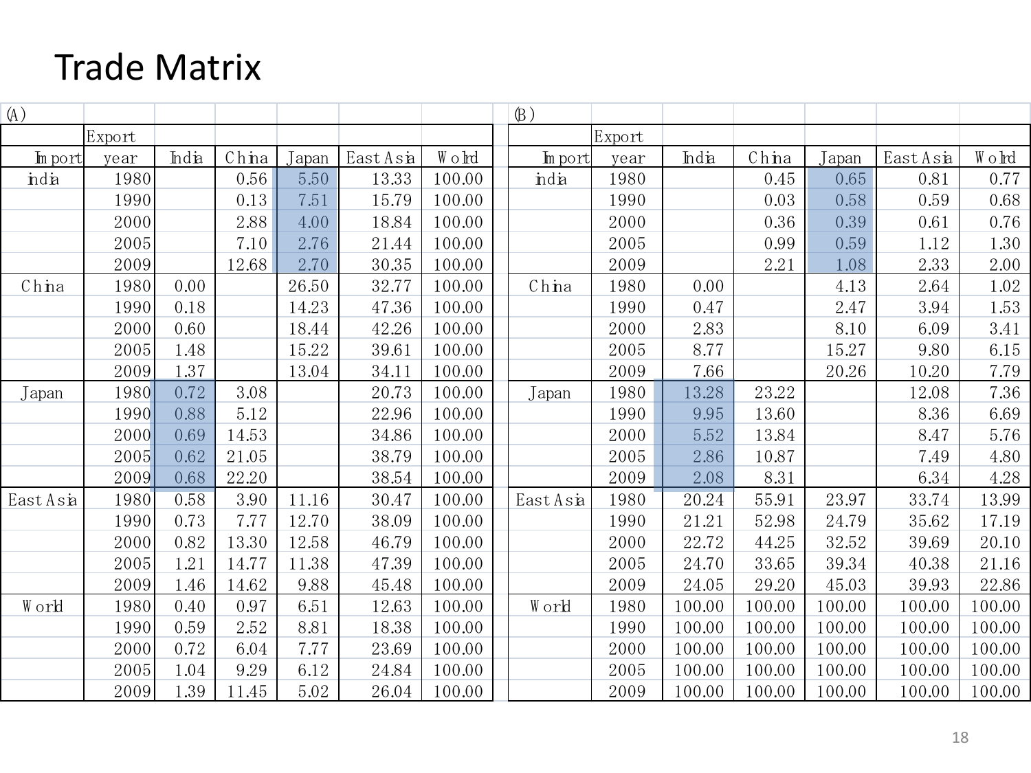# Trade Matrix

(A)

| | Export | | | | | |
|---|---|---|---|---|---|---|
| Import | year | India | China | Japan | East Asia | World |
| india | 1980 | | 0.56 | 5.50 | 13.33 | 100.00 |
| | 1990 | | 0.13 | 7.51 | 15.79 | 100.00 |
| | 2000 | | 2.88 | 4.00 | 18.84 | 100.00 |
| | 2005 | | 7.10 | 2.76 | 21.44 | 100.00 |
| | 2009 | | 12.68 | 2.70 | 30.35 | 100.00 |
| China | 1980 | 0.00 | | 26.50 | 32.77 | 100.00 |
| | 1990 | 0.18 | | 14.23 | 47.36 | 100.00 |
| | 2000 | 0.60 | | 18.44 | 42.26 | 100.00 |
| | 2005 | 1.48 | | 15.22 | 39.61 | 100.00 |
| | 2009 | 1.37 | | 13.04 | 34.11 | 100.00 |
| Japan | 1980 | 0.72 | 3.08 | | 20.73 | 100.00 |
| | 1990 | 0.88 | 5.12 | | 22.96 | 100.00 |
| | 2000 | 0.69 | 14.53 | | 34.86 | 100.00 |
| | 2005 | 0.62 | 21.05 | | 38.79 | 100.00 |
| | 2009 | 0.68 | 22.20 | | 38.54 | 100.00 |
| East Asia | 1980 | 0.58 | 3.90 | 11.16 | 30.47 | 100.00 |
| | 1990 | 0.73 | 7.77 | 12.70 | 38.09 | 100.00 |
| | 2000 | 0.82 | 13.30 | 12.58 | 46.79 | 100.00 |
| | 2005 | 1.21 | 14.77 | 11.38 | 47.39 | 100.00 |
| | 2009 | 1.46 | 14.62 | 9.88 | 45.48 | 100.00 |
| World | 1980 | 0.40 | 0.97 | 6.51 | 12.63 | 100.00 |
| | 1990 | 0.59 | 2.52 | 8.81 | 18.38 | 100.00 |
| | 2000 | 0.72 | 6.04 | 7.77 | 23.69 | 100.00 |
| | 2005 | 1.04 | 9.29 | 6.12 | 24.84 | 100.00 |
| | 2009 | 1.39 | 11.45 | 5.02 | 26.04 | 100.00 |

(B)

| | Export | | | | | |
|---|---|---|---|---|---|---|
| Import | year | India | China | Japan | East Asia | World |
| india | 1980 | | 0.45 | 0.65 | 0.81 | 0.77 |
| | 1990 | | 0.03 | 0.58 | 0.59 | 0.68 |
| | 2000 | | 0.36 | 0.39 | 0.61 | 0.76 |
| | 2005 | | 0.99 | 0.59 | 1.12 | 1.30 |
| | 2009 | | 2.21 | 1.08 | 2.33 | 2.00 |
| China | 1980 | 0.00 | | 4.13 | 2.64 | 1.02 |
| | 1990 | 0.47 | | 2.47 | 3.94 | 1.53 |
| | 2000 | 2.83 | | 8.10 | 6.09 | 3.41 |
| | 2005 | 8.77 | | 15.27 | 9.80 | 6.15 |
| | 2009 | 7.66 | | 20.26 | 10.20 | 7.79 |
| Japan | 1980 | 13.28 | 23.22 | | 12.08 | 7.36 |
| | 1990 | 9.95 | 13.60 | | 8.36 | 6.69 |
| | 2000 | 5.52 | 13.84 | | 8.47 | 5.76 |
| | 2005 | 2.86 | 10.87 | | 7.49 | 4.80 |
| | 2009 | 2.08 | 8.31 | | 6.34 | 4.28 |
| East Asia | 1980 | 20.24 | 55.91 | 23.97 | 33.74 | 13.99 |
| | 1990 | 21.21 | 52.98 | 24.79 | 35.62 | 17.19 |
| | 2000 | 22.72 | 44.25 | 32.52 | 39.69 | 20.10 |
| | 2005 | 24.70 | 33.65 | 39.34 | 40.38 | 21.16 |
| | 2009 | 24.05 | 29.20 | 45.03 | 39.93 | 22.86 |
| World | 1980 | 100.00 | 100.00 | 100.00 | 100.00 | 100.00 |
| | 1990 | 100.00 | 100.00 | 100.00 | 100.00 | 100.00 |
| | 2000 | 100.00 | 100.00 | 100.00 | 100.00 | 100.00 |
| | 2005 | 100.00 | 100.00 | 100.00 | 100.00 | 100.00 |
| | 2009 | 100.00 | 100.00 | 100.00 | 100.00 | 100.00 |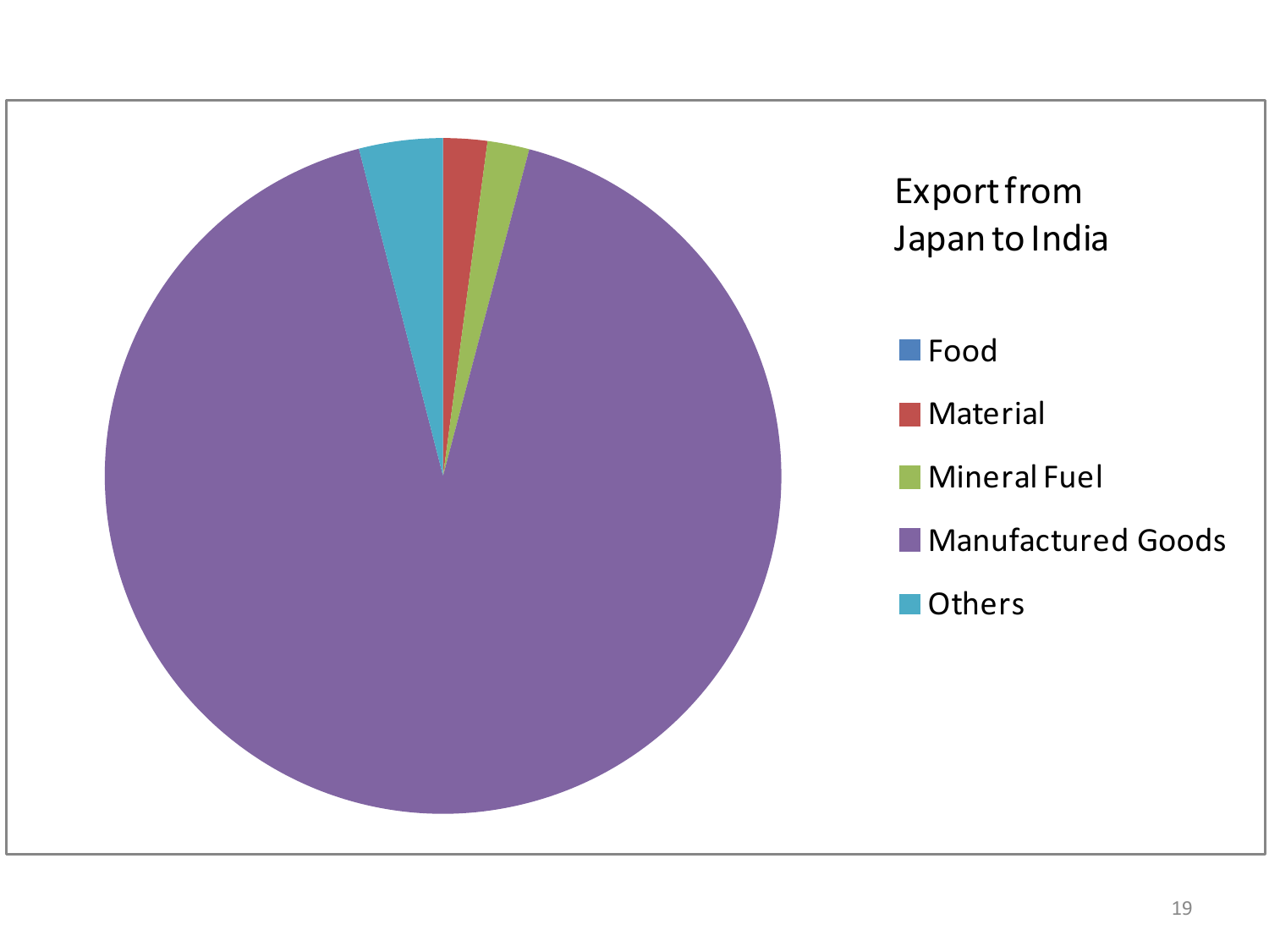Export from Japan to India

- Food
- Material
- Mineral Fuel
- Manufactured Goods
- Others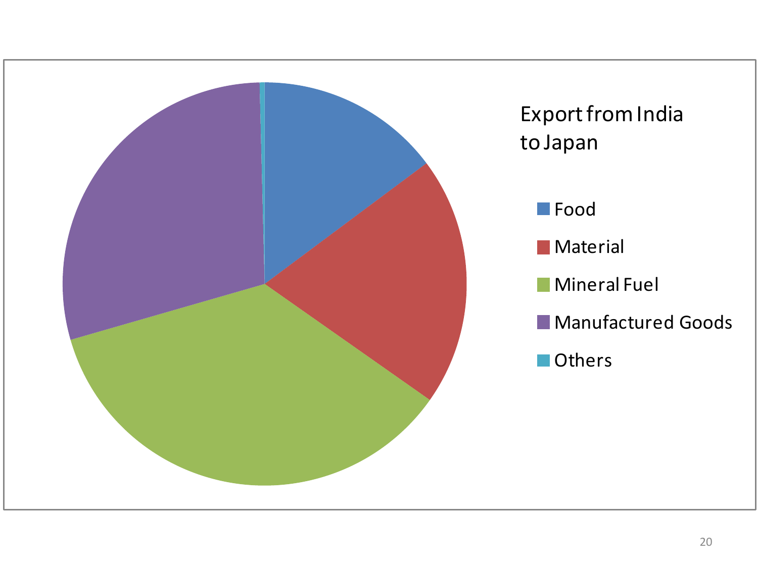Export from India to Japan

- Food
- Material
- Mineral Fuel
- Manufactured Goods
- Others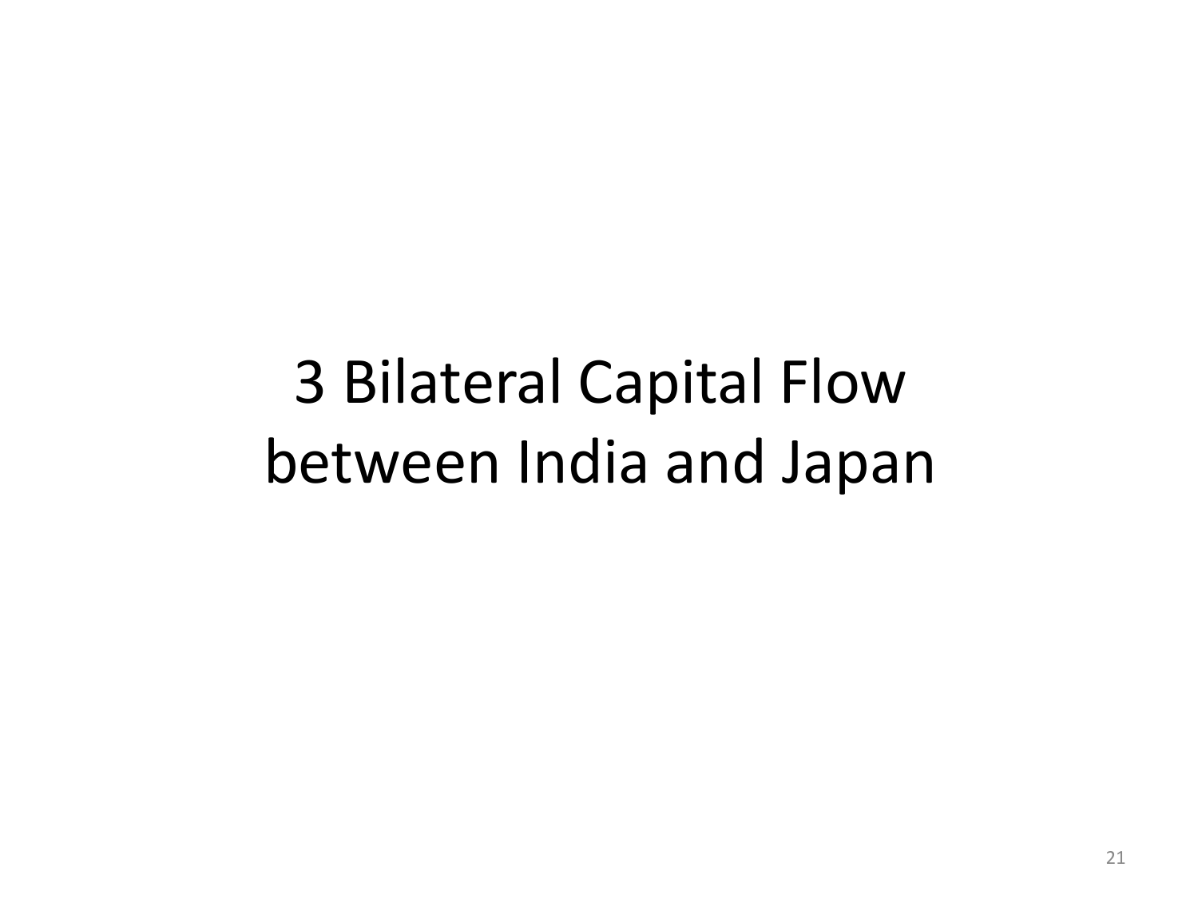# 3 Bilateral Capital Flow between India and Japan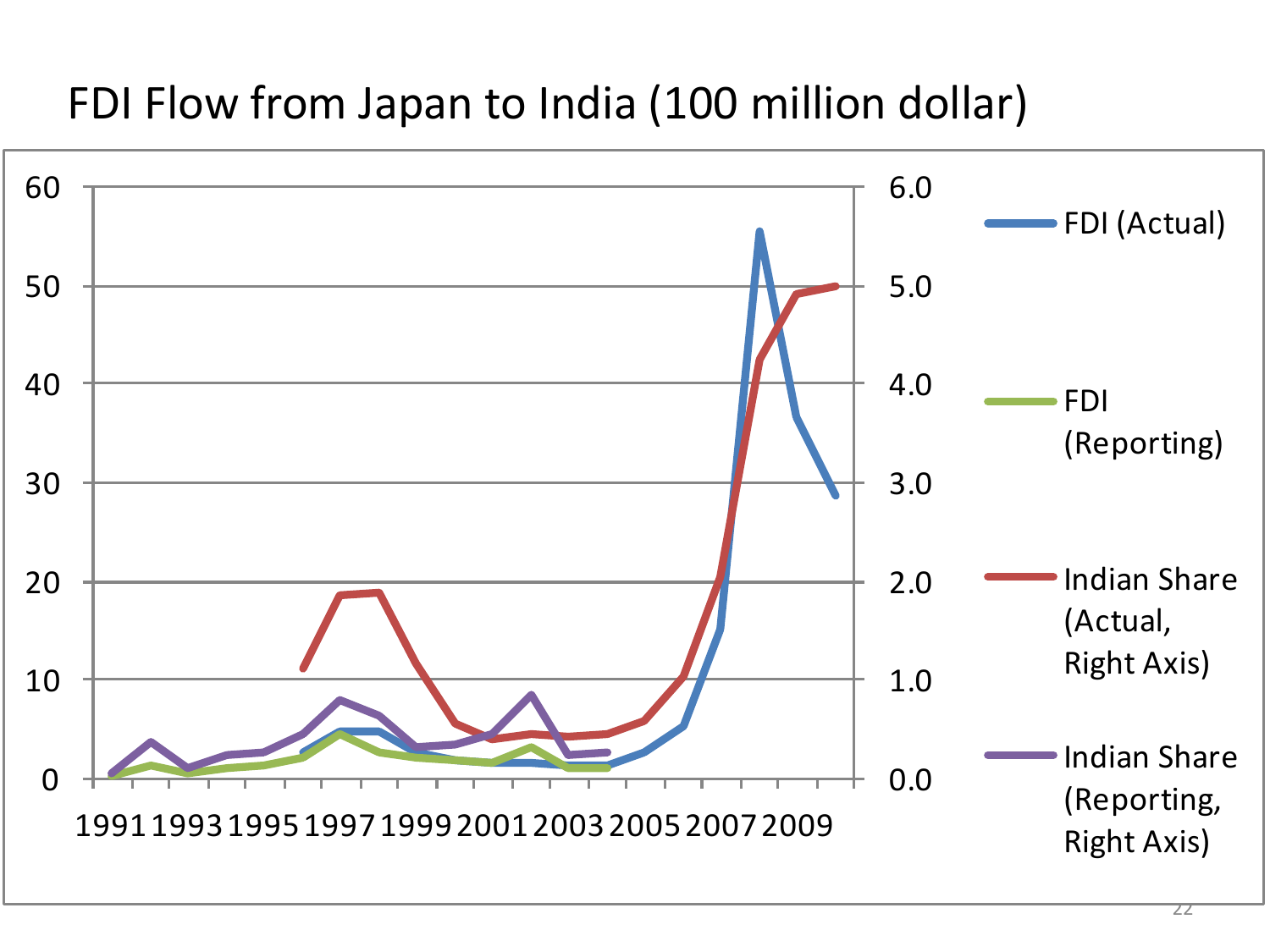# FDI Flow from Japan to India (100 million dollar)

60 | 50 | 40 | 30 | 20 | 10 | 0

6.0 | 5.0 | 4.0 | 3.0 | 2.0 | 1.0 | 0.0

1991 1993 1995 1997 1999 2001 2003 2005 2007 2009

- FDI (Actual)
- FDI (Reporting)
- Indian Share (Actual, Right Axis)
- Indian Share (Reporting, Right Axis)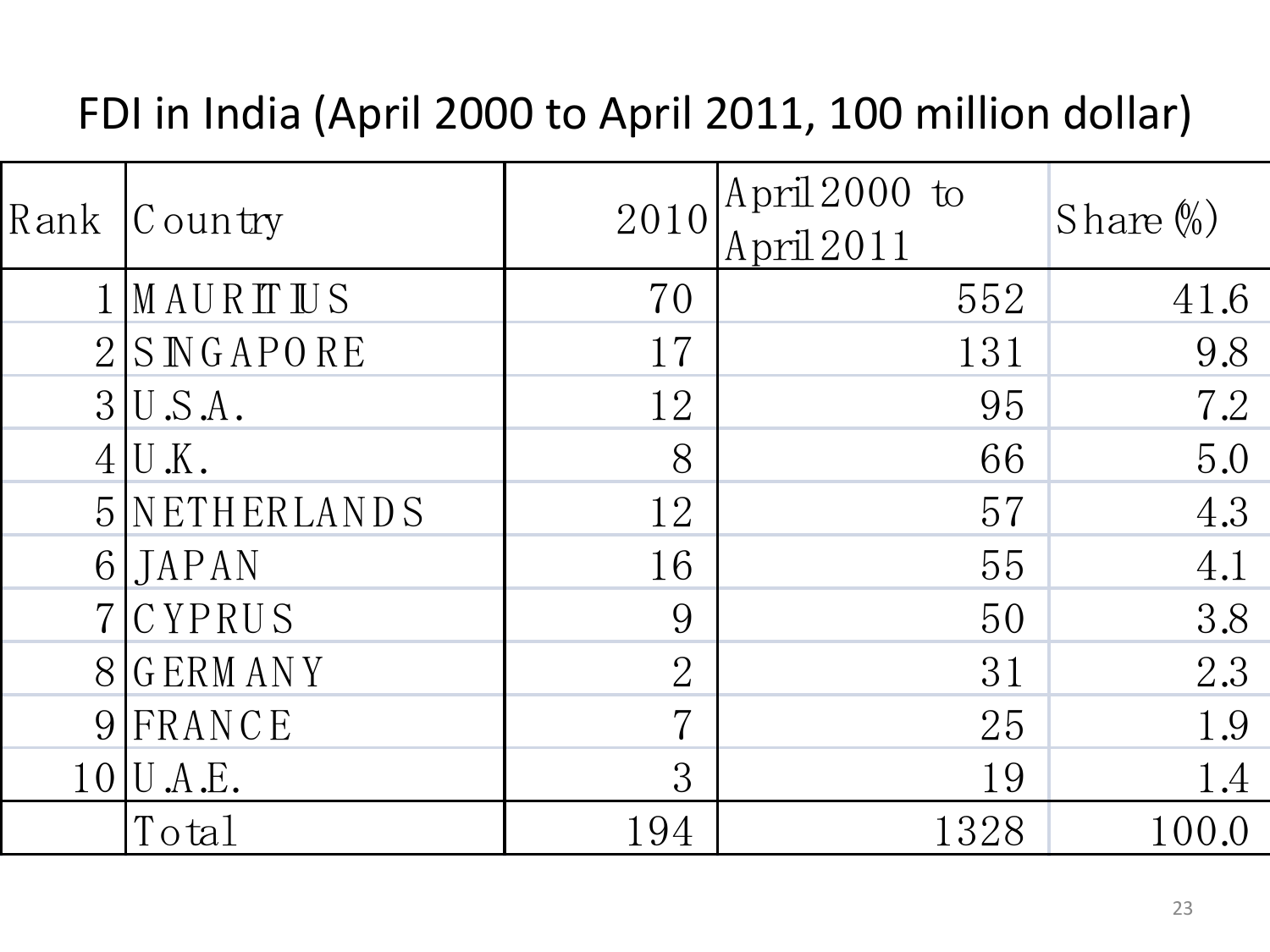# FDI in India (April 2000 to April 2011, 100 million dollar)

| Rank | Country | 2010 | April 2000 to April 2011 | Share (%) |
|---|---|---|---|---|
| 1 | MAURITIUS | 70 | 552 | 41.6 |
| 2 | SINGAPORE | 17 | 131 | 9.8 |
| 3 | U.S.A. | 12 | 95 | 7.2 |
| 4 | U.K. | 8 | 66 | 5.0 |
| 5 | NETHERLANDS | 12 | 57 | 4.3 |
| 6 | JAPAN | 16 | 55 | 4.1 |
| 7 | CYPRUS | 9 | 50 | 3.8 |
| 8 | GERMANY | 2 | 31 | 2.3 |
| 9 | FRANCE | 7 | 25 | 1.9 |
| 10 | U.A.E. | 3 | 19 | 1.4 |
| | Total | 194 | 1328 | 100.0 |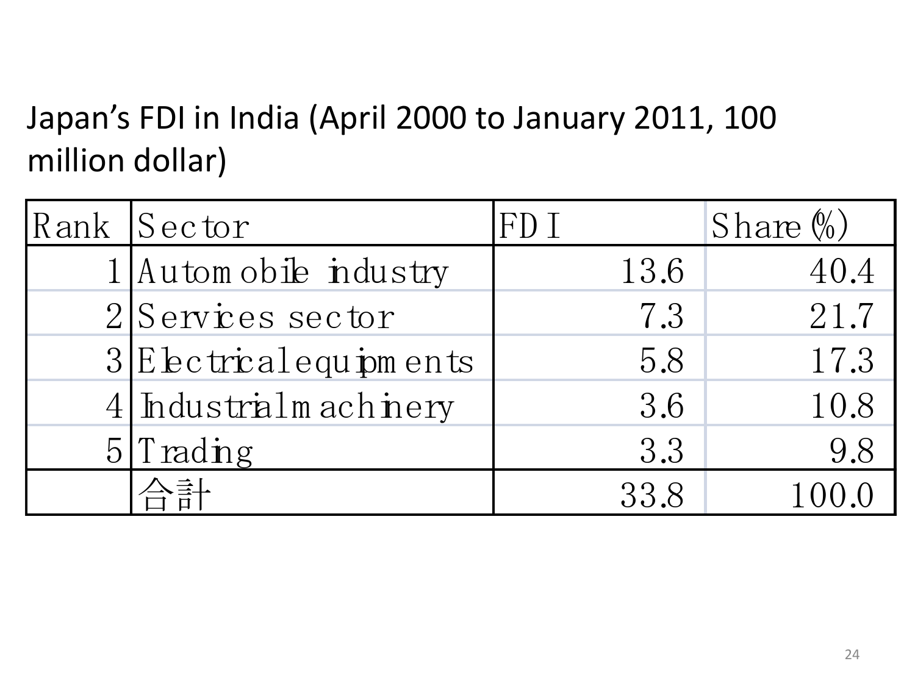## Japan's FDI in India (April 2000 to January 2011, 100 million dollar)

| Rank | Sector | FDI | Share (%) |
|---|---|---|---|
| 1 | Automobile industry | 13.6 | 40.4 |
| 2 | Services sector | 7.3 | 21.7 |
| 3 | Electrical equipments | 5.8 | 17.3 |
| 4 | Industrial machinery | 3.6 | 10.8 |
| 5 | Trading | 3.3 | 9.8 |
| | 合計 | 33.8 | 100.0 |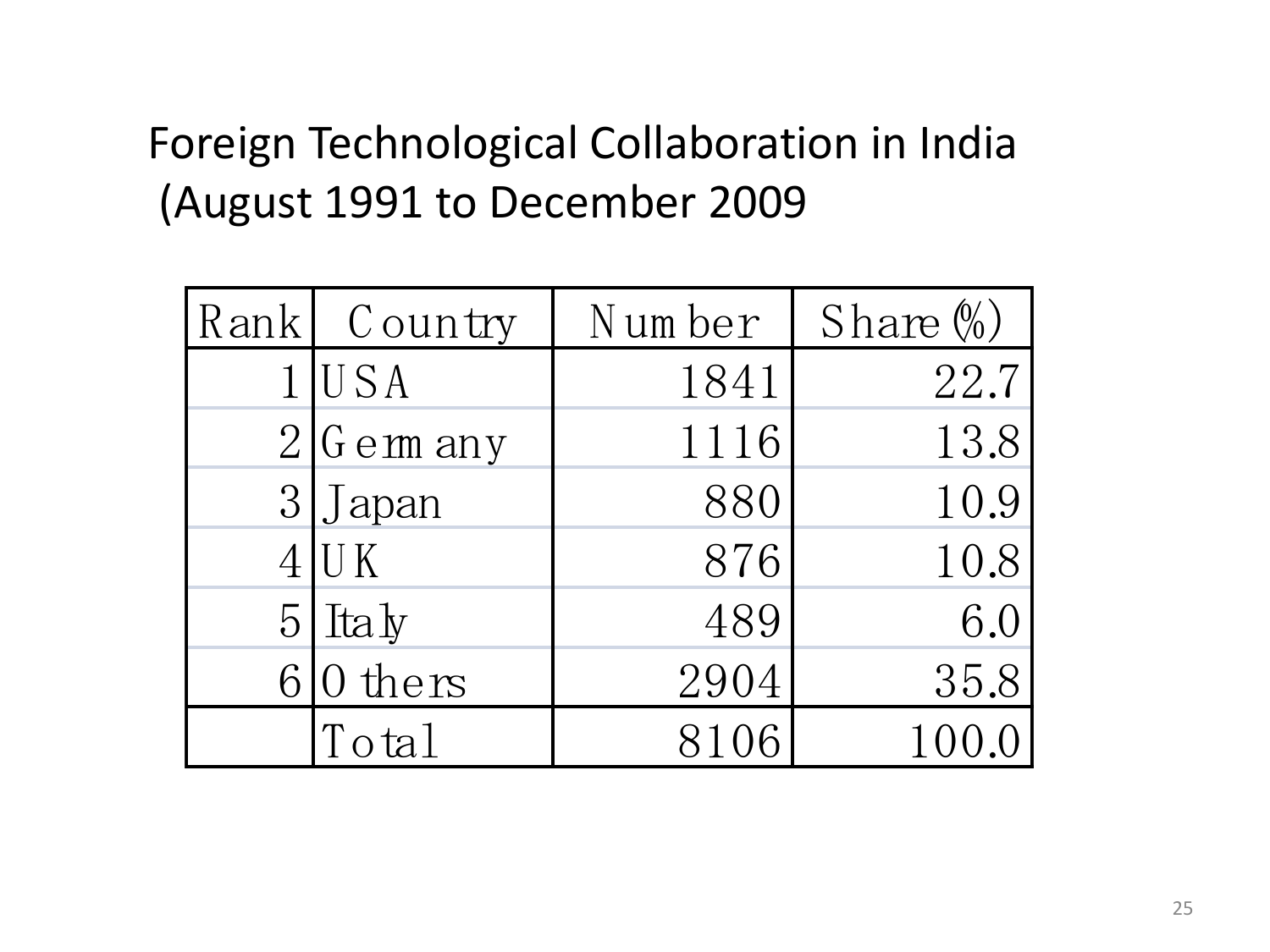# Foreign Technological Collaboration in India (August 1991 to December 2009

| Rank | Country | Number | Share (%) |
|---|---|---|---|
| 1 | USA | 1841 | 22.7 |
| 2 | Germany | 1116 | 13.8 |
| 3 | Japan | 880 | 10.9 |
| 4 | UK | 876 | 10.8 |
| 5 | Italy | 489 | 6.0 |
| 6 | Others | 2904 | 35.8 |
| | Total | 8106 | 100.0 |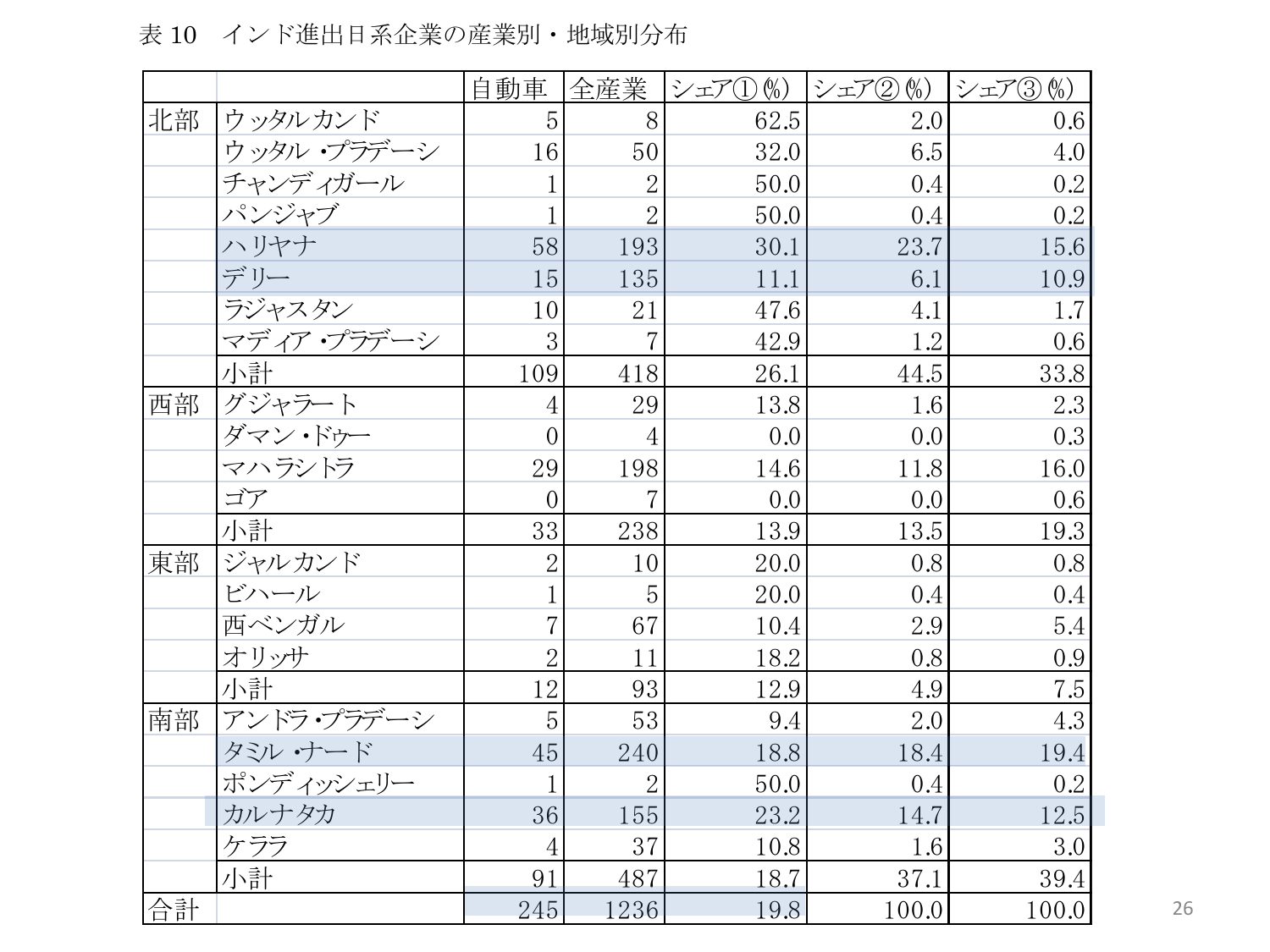表 10　インド進出日系企業の産業別・地域別分布

| | | 自動車 | 全産業 | シェア①(%) | シェア②(%) | シェア③(%) |
|---|---|---|---|---|---|---|
| 北部 | ウッタルカンド | 5 | 8 | 62.5 | 2.0 | 0.6 |
| | ウッタル・プラデーシ | 16 | 50 | 32.0 | 6.5 | 4.0 |
| | チャンディガール | 1 | 2 | 50.0 | 0.4 | 0.2 |
| | パンジャブ | 1 | 2 | 50.0 | 0.4 | 0.2 |
| | ハリヤナ | 58 | 193 | 30.1 | 23.7 | 15.6 |
| | デリー | 15 | 135 | 11.1 | 6.1 | 10.9 |
| | ラジャスタン | 10 | 21 | 47.6 | 4.1 | 1.7 |
| | マディア・プラデーシ | 3 | 7 | 42.9 | 1.2 | 0.6 |
| | 小計 | 109 | 418 | 26.1 | 44.5 | 33.8 |
| 西部 | グジャラート | 4 | 29 | 13.8 | 1.6 | 2.3 |
| | ダマン・ドゥー | 0 | 4 | 0.0 | 0.0 | 0.3 |
| | マハラシトラ | 29 | 198 | 14.6 | 11.8 | 16.0 |
| | ゴア | 0 | 7 | 0.0 | 0.0 | 0.6 |
| | 小計 | 33 | 238 | 13.9 | 13.5 | 19.3 |
| 東部 | ジャルカンド | 2 | 10 | 20.0 | 0.8 | 0.8 |
| | ビハール | 1 | 5 | 20.0 | 0.4 | 0.4 |
| | 西ベンガル | 7 | 67 | 10.4 | 2.9 | 5.4 |
| | オリッサ | 2 | 11 | 18.2 | 0.8 | 0.9 |
| | 小計 | 12 | 93 | 12.9 | 4.9 | 7.5 |
| 南部 | アンドラ・プラデーシ | 5 | 53 | 9.4 | 2.0 | 4.3 |
| | タミル・ナード | 45 | 240 | 18.8 | 18.4 | 19.4 |
| | ポンディッシェリー | 1 | 2 | 50.0 | 0.4 | 0.2 |
| | カルナタカ | 36 | 155 | 23.2 | 14.7 | 12.5 |
| | ケララ | 4 | 37 | 10.8 | 1.6 | 3.0 |
| | 小計 | 91 | 487 | 18.7 | 37.1 | 39.4 |
| 合計 | | 245 | 1236 | 19.8 | 100.0 | 100.0 |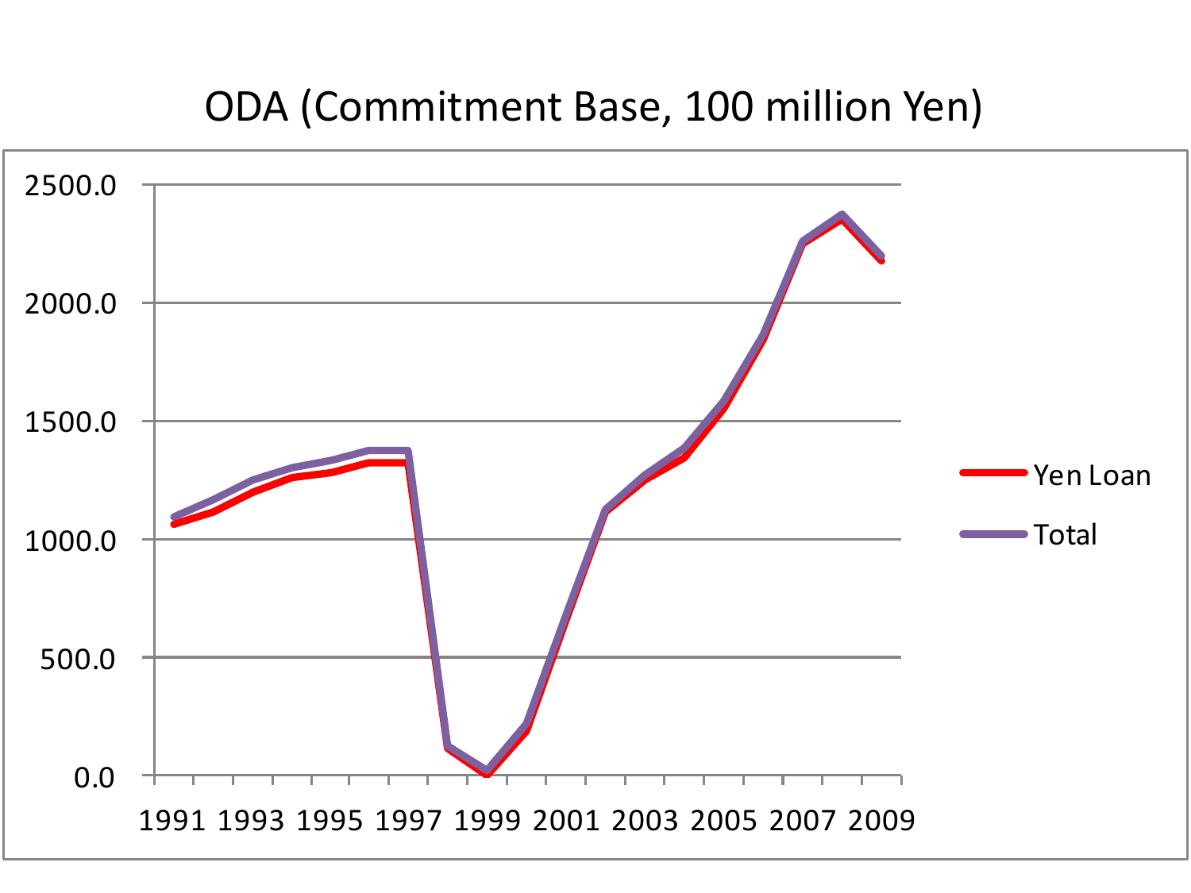# ODA (Commitment Base, 100 million Yen)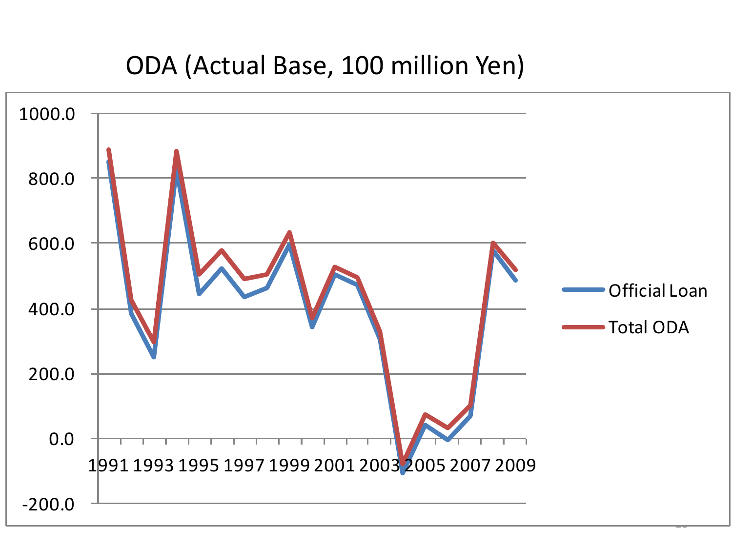# ODA (Actual Base, 100 million Yen)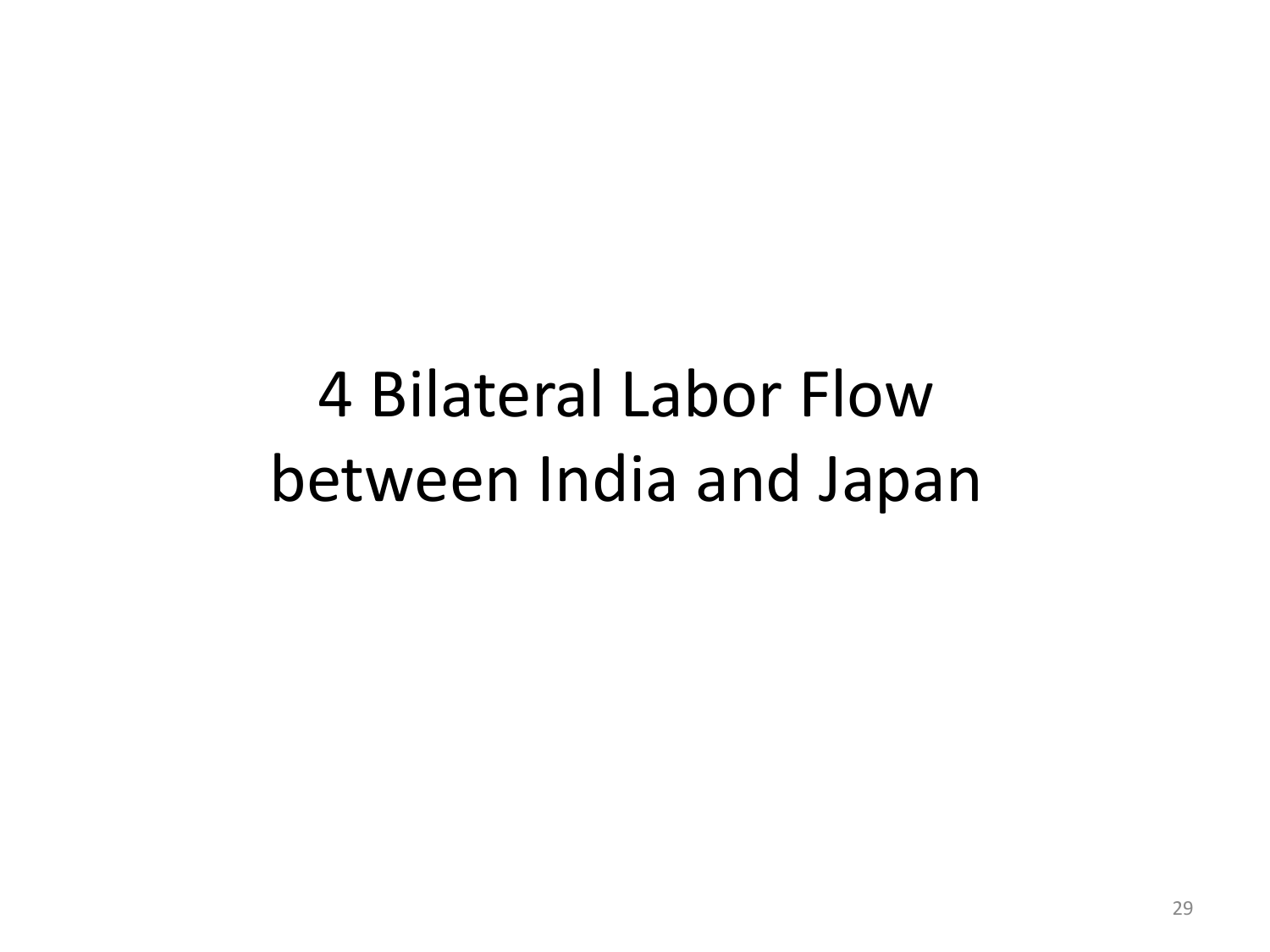# 4 Bilateral Labor Flow between India and Japan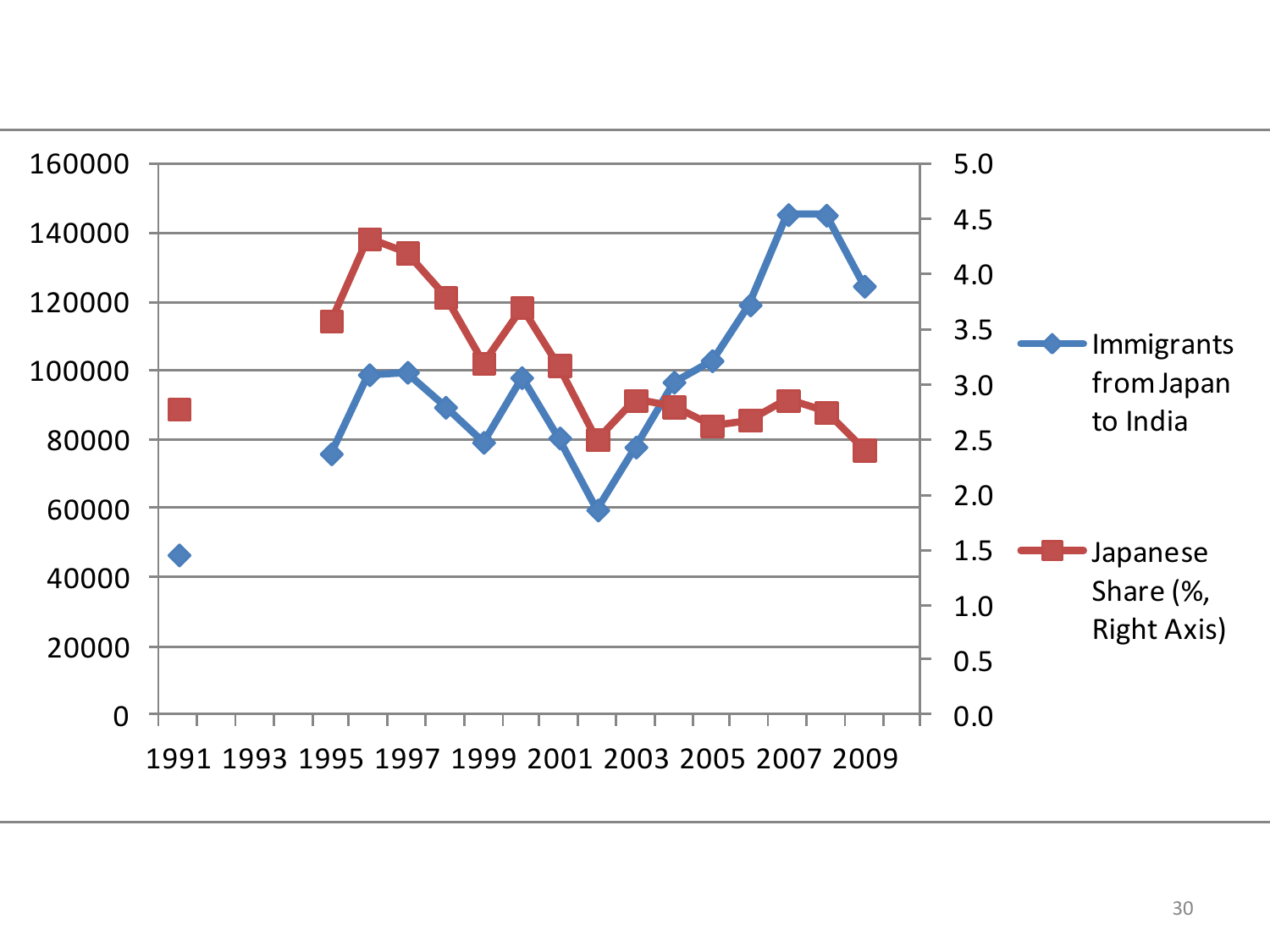Immigrants from Japan to India

Japanese Share (%, Right Axis)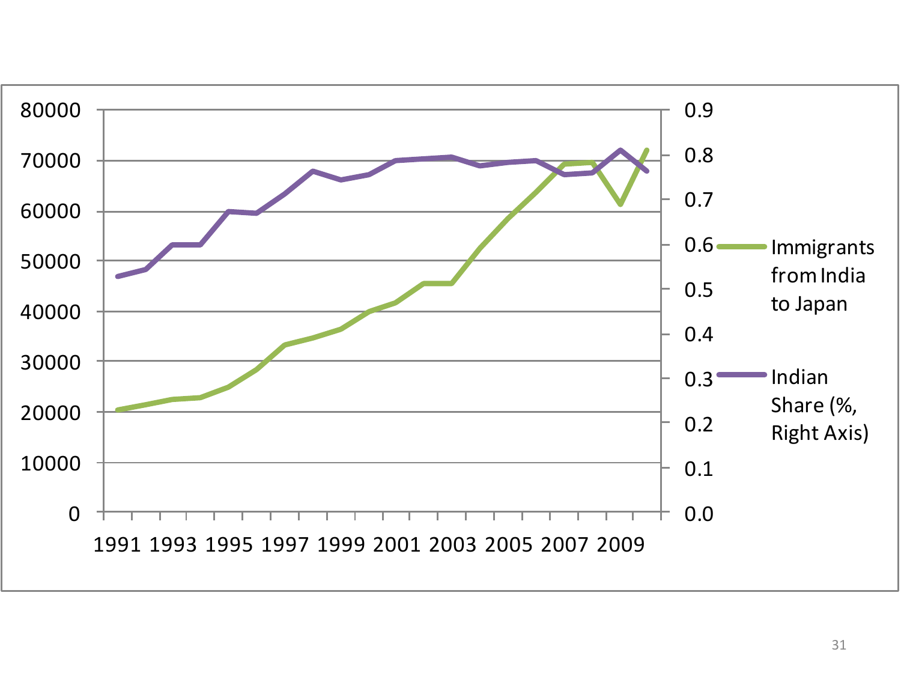80000
70000
60000
50000
40000
30000
20000
10000
0

0.9
0.8
0.7
0.6
0.5
0.4
0.3
0.2
0.1
0.0

1991 1993 1995 1997 1999 2001 2003 2005 2007 2009

Immigrants from India to Japan

Indian Share (%, Right Axis)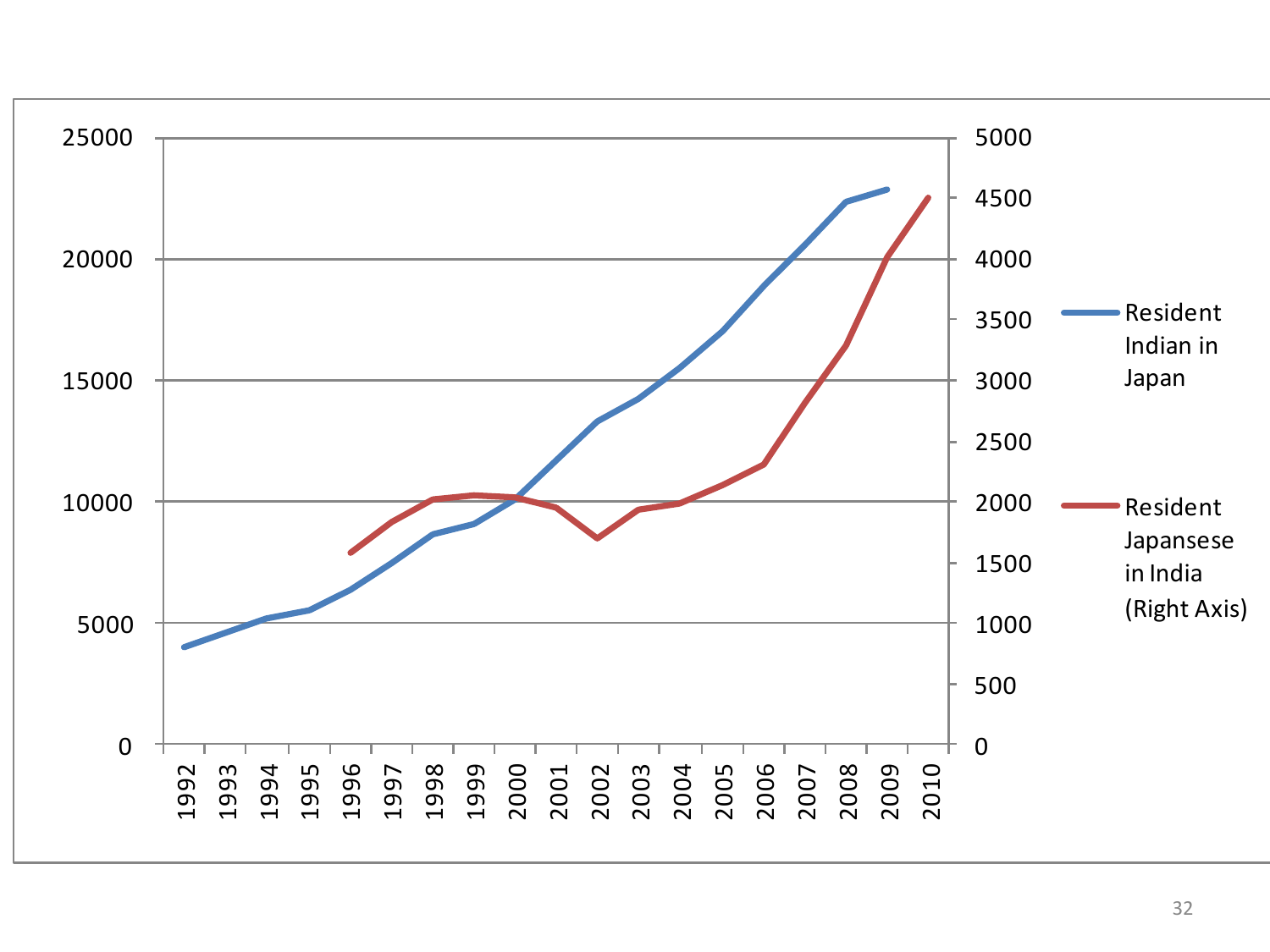| | |
|---|---|
| **Left axis:** 0, 5000, 10000, 15000, 20000, 25000 | **Right axis:** 0, 500, 1000, 1500, 2000, 2500, 3000, 3500, 4000, 4500, 5000 |

Years: 1992, 1993, 1994, 1995, 1996, 1997, 1998, 1999, 2000, 2001, 2002, 2003, 2004, 2005, 2006, 2007, 2008, 2009, 2010

- Resident Indian in Japan
- Resident Japansese in India (Right Axis)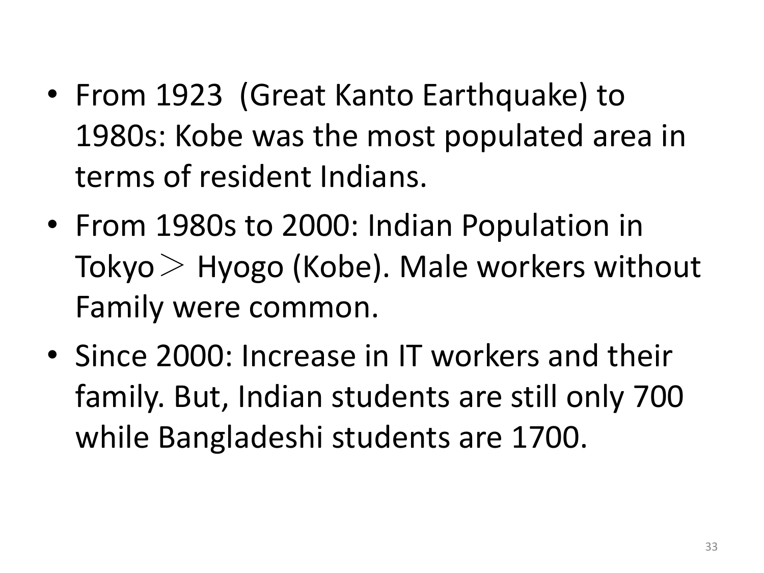- From 1923  (Great Kanto Earthquake) to 1980s: Kobe was the most populated area in terms of resident Indians.
- From 1980s to 2000: Indian Population in Tokyo＞ Hyogo (Kobe). Male workers without Family were common.
- Since 2000: Increase in IT workers and their family. But, Indian students are still only 700 while Bangladeshi students are 1700.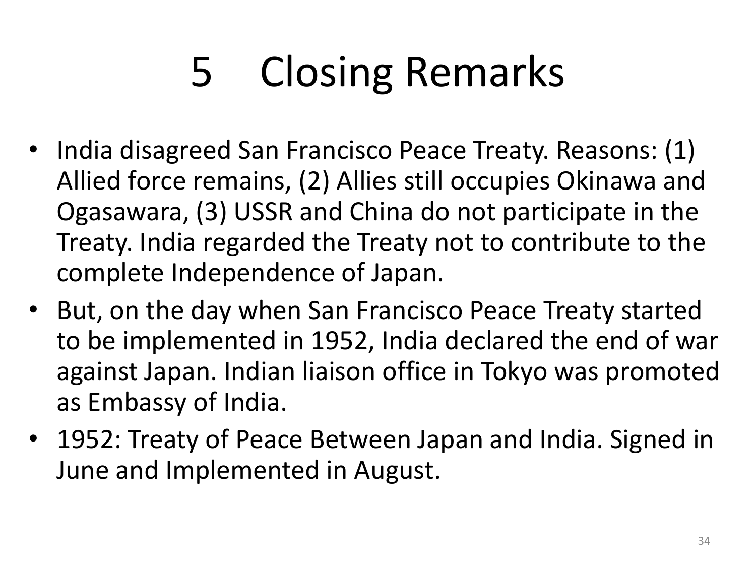# 5 Closing Remarks

- India disagreed San Francisco Peace Treaty. Reasons: (1) Allied force remains, (2) Allies still occupies Okinawa and Ogasawara, (3) USSR and China do not participate in the Treaty. India regarded the Treaty not to contribute to the complete Independence of Japan.
- But, on the day when San Francisco Peace Treaty started to be implemented in 1952, India declared the end of war against Japan. Indian liaison office in Tokyo was promoted as Embassy of India.
- 1952: Treaty of Peace Between Japan and India. Signed in June and Implemented in August.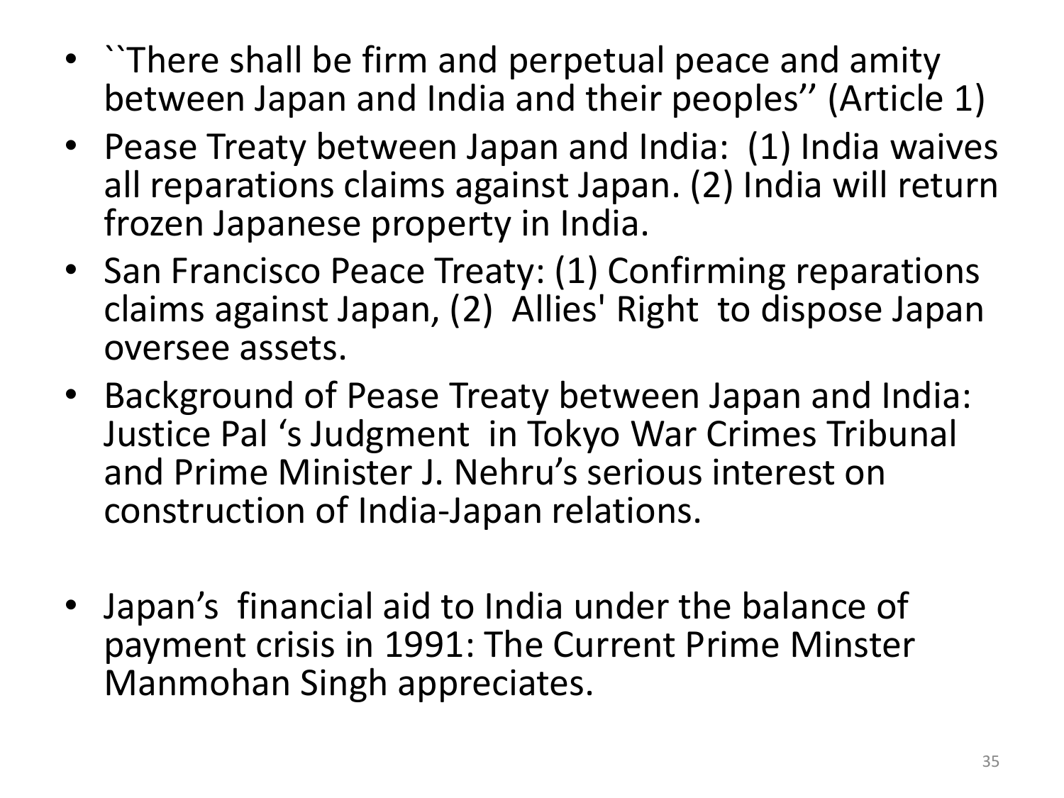- ``There shall be firm and perpetual peace and amity between Japan and India and their peoples'' (Article 1)
- Pease Treaty between Japan and India: (1) India waives all reparations claims against Japan. (2) India will return frozen Japanese property in India.
- San Francisco Peace Treaty: (1) Confirming reparations claims against Japan, (2) Allies' Right to dispose Japan oversee assets.
- Background of Pease Treaty between Japan and India: Justice Pal 's Judgment in Tokyo War Crimes Tribunal and Prime Minister J. Nehru's serious interest on construction of India-Japan relations.
- Japan's financial aid to India under the balance of payment crisis in 1991: The Current Prime Minster Manmohan Singh appreciates.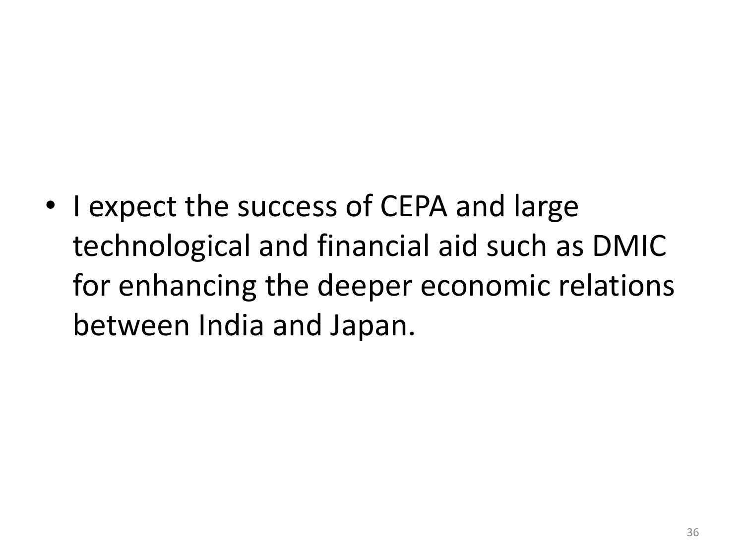- I expect the success of CEPA and large technological and financial aid such as DMIC for enhancing the deeper economic relations between India and Japan.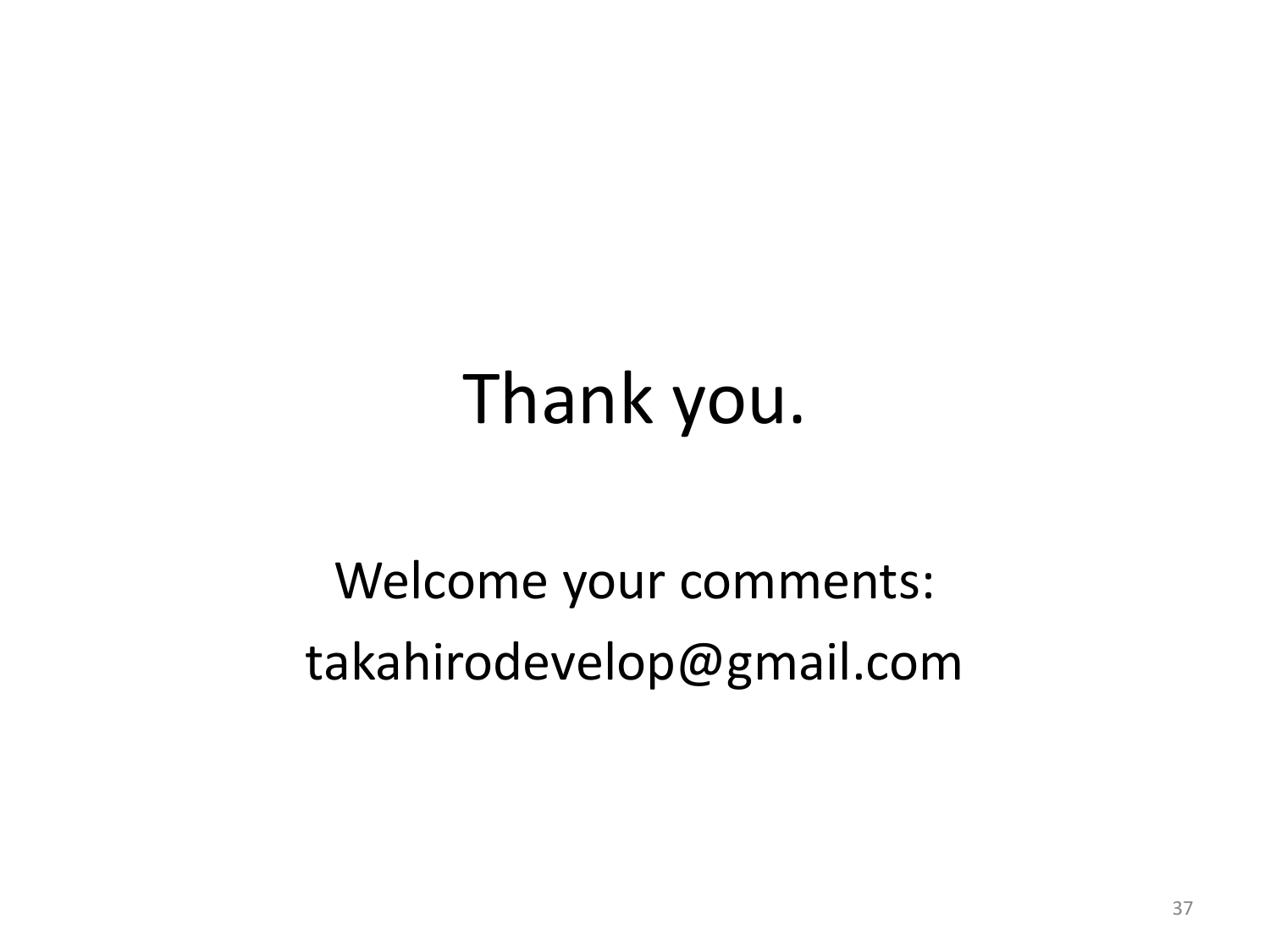# Thank you.

Welcome your comments:

takahirodevelop@gmail.com